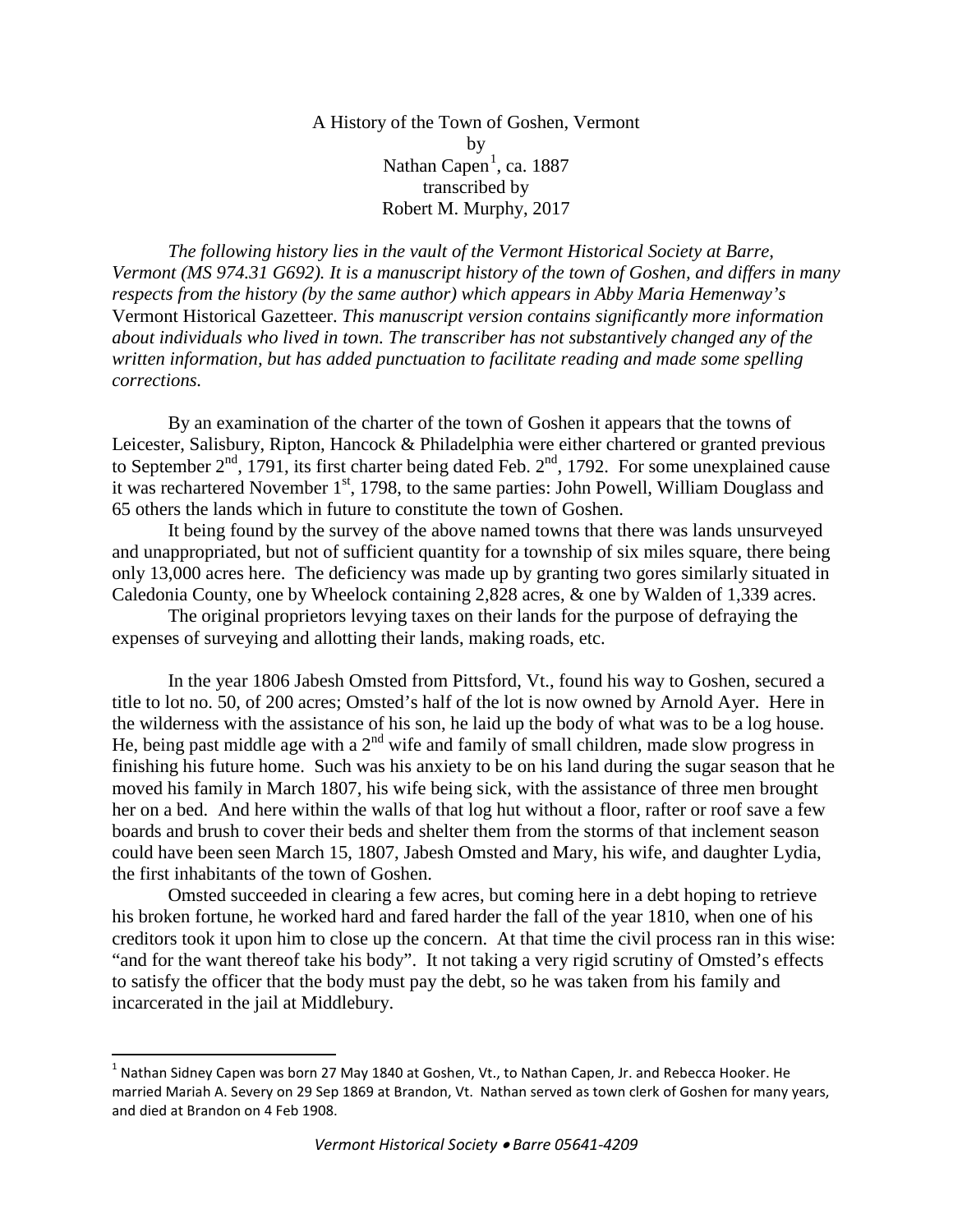A History of the Town of Goshen, Vermont
by
Nathan Capen[1], ca. 1887
transcribed by
Robert M. Murphy, 2017

*The following history lies in the vault of the Vermont Historical Society at Barre, Vermont (MS 974.31 G692). It is a manuscript history of the town of Goshen, and differs in many respects from the history (by the same author) which appears in Abby Maria Hemenway's* Vermont Historical Gazetteer. *This manuscript version contains significantly more information about individuals who lived in town. The transcriber has not substantively changed any of the written information, but has added punctuation to facilitate reading and made some spelling corrections.*

By an examination of the charter of the town of Goshen it appears that the towns of Leicester, Salisbury, Ripton, Hancock & Philadelphia were either chartered or granted previous to September 2nd, 1791, its first charter being dated Feb. 2nd, 1792. For some unexplained cause it was rechartered November 1st, 1798, to the same parties: John Powell, William Douglass and 65 others the lands which in future to constitute the town of Goshen.

It being found by the survey of the above named towns that there was lands unsurveyed and unappropriated, but not of sufficient quantity for a township of six miles square, there being only 13,000 acres here. The deficiency was made up by granting two gores similarly situated in Caledonia County, one by Wheelock containing 2,828 acres, & one by Walden of 1,339 acres.

The original proprietors levying taxes on their lands for the purpose of defraying the expenses of surveying and allotting their lands, making roads, etc.

In the year 1806 Jabesh Omsted from Pittsford, Vt., found his way to Goshen, secured a title to lot no. 50, of 200 acres; Omsted's half of the lot is now owned by Arnold Ayer. Here in the wilderness with the assistance of his son, he laid up the body of what was to be a log house. He, being past middle age with a 2nd wife and family of small children, made slow progress in finishing his future home. Such was his anxiety to be on his land during the sugar season that he moved his family in March 1807, his wife being sick, with the assistance of three men brought her on a bed. And here within the walls of that log hut without a floor, rafter or roof save a few boards and brush to cover their beds and shelter them from the storms of that inclement season could have been seen March 15, 1807, Jabesh Omsted and Mary, his wife, and daughter Lydia, the first inhabitants of the town of Goshen.

Omsted succeeded in clearing a few acres, but coming here in a debt hoping to retrieve his broken fortune, he worked hard and fared harder the fall of the year 1810, when one of his creditors took it upon him to close up the concern. At that time the civil process ran in this wise: "and for the want thereof take his body". It not taking a very rigid scrutiny of Omsted's effects to satisfy the officer that the body must pay the debt, so he was taken from his family and incarcerated in the jail at Middlebury.

[1] Nathan Sidney Capen was born 27 May 1840 at Goshen, Vt., to Nathan Capen, Jr. and Rebecca Hooker. He married Mariah A. Severy on 29 Sep 1869 at Brandon, Vt. Nathan served as town clerk of Goshen for many years, and died at Brandon on 4 Feb 1908.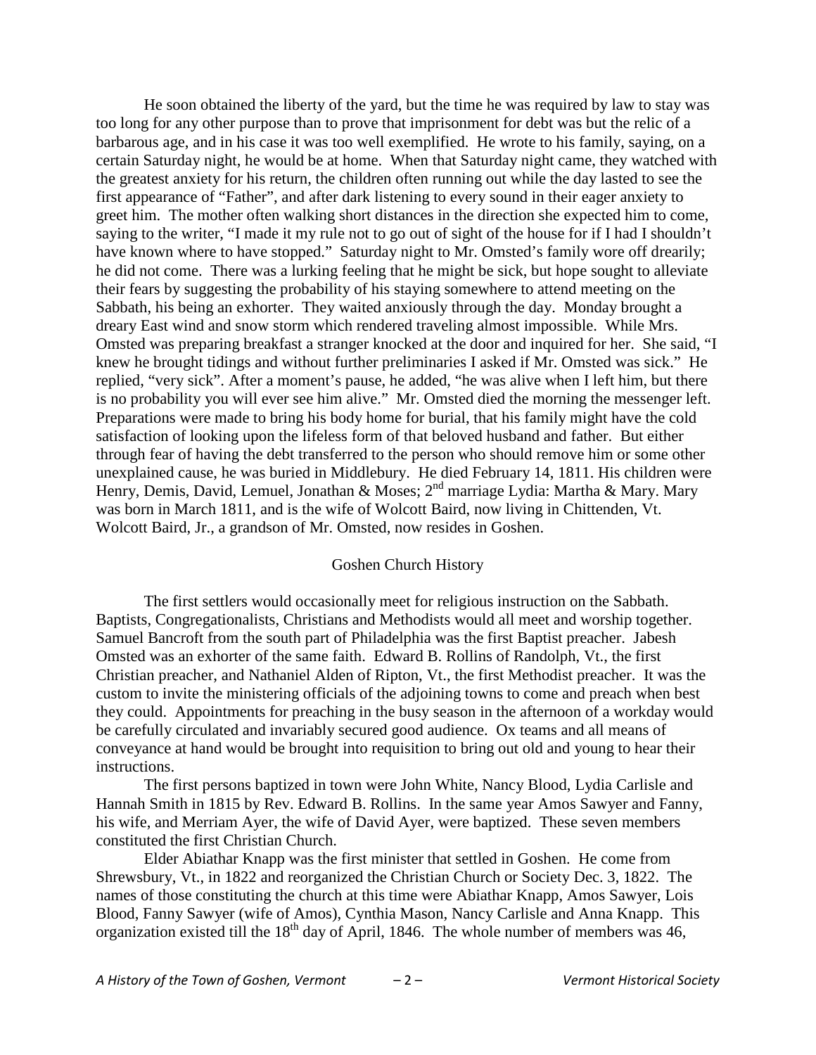He soon obtained the liberty of the yard, but the time he was required by law to stay was too long for any other purpose than to prove that imprisonment for debt was but the relic of a barbarous age, and in his case it was too well exemplified. He wrote to his family, saying, on a certain Saturday night, he would be at home. When that Saturday night came, they watched with the greatest anxiety for his return, the children often running out while the day lasted to see the first appearance of "Father", and after dark listening to every sound in their eager anxiety to greet him. The mother often walking short distances in the direction she expected him to come, saying to the writer, "I made it my rule not to go out of sight of the house for if I had I shouldn't have known where to have stopped." Saturday night to Mr. Omsted's family wore off drearily; he did not come. There was a lurking feeling that he might be sick, but hope sought to alleviate their fears by suggesting the probability of his staying somewhere to attend meeting on the Sabbath, his being an exhorter. They waited anxiously through the day. Monday brought a dreary East wind and snow storm which rendered traveling almost impossible. While Mrs. Omsted was preparing breakfast a stranger knocked at the door and inquired for her. She said, "I knew he brought tidings and without further preliminaries I asked if Mr. Omsted was sick." He replied, "very sick". After a moment's pause, he added, "he was alive when I left him, but there is no probability you will ever see him alive." Mr. Omsted died the morning the messenger left. Preparations were made to bring his body home for burial, that his family might have the cold satisfaction of looking upon the lifeless form of that beloved husband and father. But either through fear of having the debt transferred to the person who should remove him or some other unexplained cause, he was buried in Middlebury. He died February 14, 1811. His children were Henry, Demis, David, Lemuel, Jonathan & Moses; 2nd marriage Lydia: Martha & Mary. Mary was born in March 1811, and is the wife of Wolcott Baird, now living in Chittenden, Vt. Wolcott Baird, Jr., a grandson of Mr. Omsted, now resides in Goshen.

## Goshen Church History

The first settlers would occasionally meet for religious instruction on the Sabbath. Baptists, Congregationalists, Christians and Methodists would all meet and worship together. Samuel Bancroft from the south part of Philadelphia was the first Baptist preacher. Jabesh Omsted was an exhorter of the same faith. Edward B. Rollins of Randolph, Vt., the first Christian preacher, and Nathaniel Alden of Ripton, Vt., the first Methodist preacher. It was the custom to invite the ministering officials of the adjoining towns to come and preach when best they could. Appointments for preaching in the busy season in the afternoon of a workday would be carefully circulated and invariably secured good audience. Ox teams and all means of conveyance at hand would be brought into requisition to bring out old and young to hear their instructions.

The first persons baptized in town were John White, Nancy Blood, Lydia Carlisle and Hannah Smith in 1815 by Rev. Edward B. Rollins. In the same year Amos Sawyer and Fanny, his wife, and Merriam Ayer, the wife of David Ayer, were baptized. These seven members constituted the first Christian Church.

Elder Abiathar Knapp was the first minister that settled in Goshen. He come from Shrewsbury, Vt., in 1822 and reorganized the Christian Church or Society Dec. 3, 1822. The names of those constituting the church at this time were Abiathar Knapp, Amos Sawyer, Lois Blood, Fanny Sawyer (wife of Amos), Cynthia Mason, Nancy Carlisle and Anna Knapp. This organization existed till the 18th day of April, 1846. The whole number of members was 46,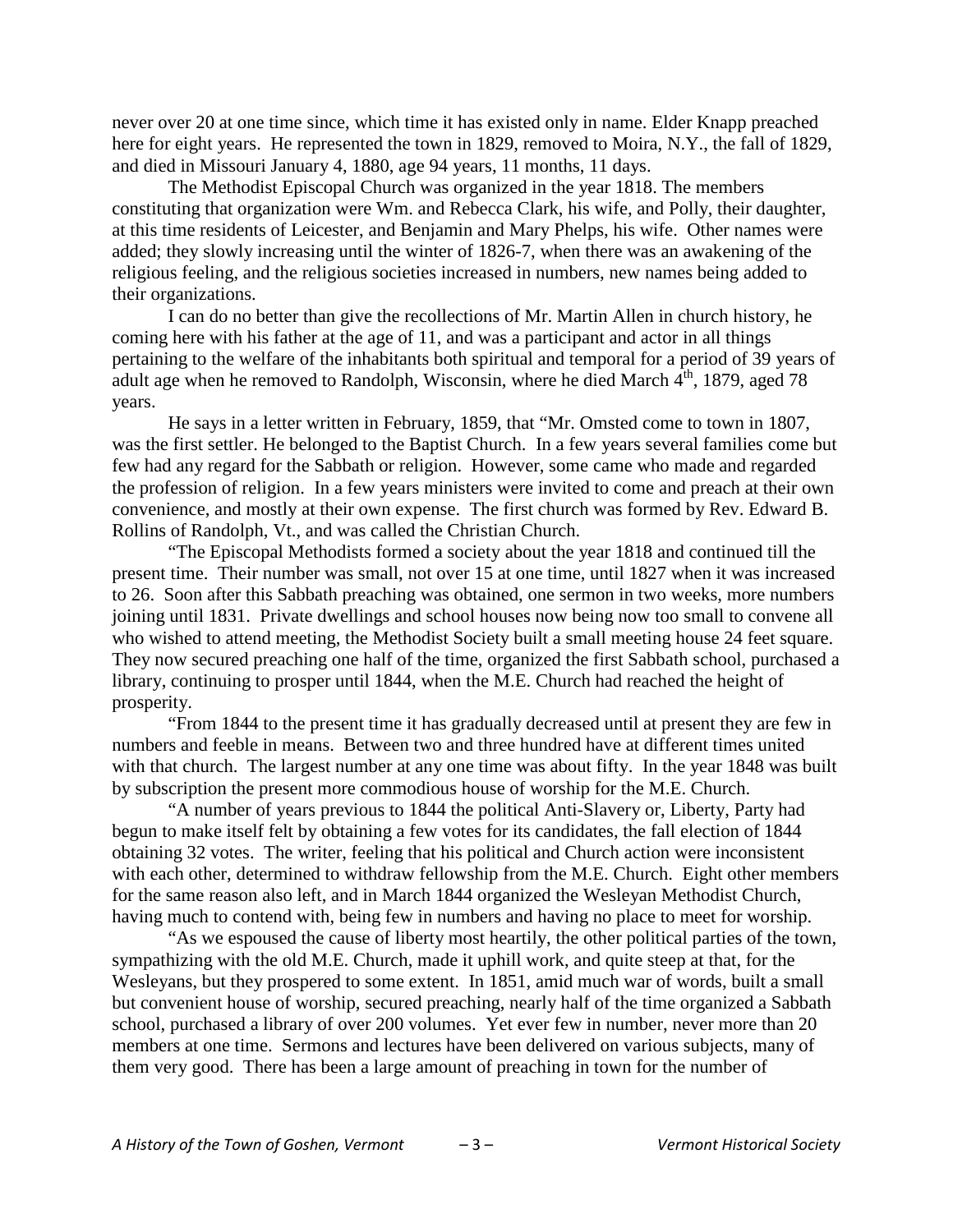never over 20 at one time since, which time it has existed only in name. Elder Knapp preached here for eight years. He represented the town in 1829, removed to Moira, N.Y., the fall of 1829, and died in Missouri January 4, 1880, age 94 years, 11 months, 11 days.

The Methodist Episcopal Church was organized in the year 1818. The members constituting that organization were Wm. and Rebecca Clark, his wife, and Polly, their daughter, at this time residents of Leicester, and Benjamin and Mary Phelps, his wife. Other names were added; they slowly increasing until the winter of 1826-7, when there was an awakening of the religious feeling, and the religious societies increased in numbers, new names being added to their organizations.

I can do no better than give the recollections of Mr. Martin Allen in church history, he coming here with his father at the age of 11, and was a participant and actor in all things pertaining to the welfare of the inhabitants both spiritual and temporal for a period of 39 years of adult age when he removed to Randolph, Wisconsin, where he died March 4th, 1879, aged 78 years.

He says in a letter written in February, 1859, that "Mr. Omsted come to town in 1807, was the first settler. He belonged to the Baptist Church. In a few years several families come but few had any regard for the Sabbath or religion. However, some came who made and regarded the profession of religion. In a few years ministers were invited to come and preach at their own convenience, and mostly at their own expense. The first church was formed by Rev. Edward B. Rollins of Randolph, Vt., and was called the Christian Church.

"The Episcopal Methodists formed a society about the year 1818 and continued till the present time. Their number was small, not over 15 at one time, until 1827 when it was increased to 26. Soon after this Sabbath preaching was obtained, one sermon in two weeks, more numbers joining until 1831. Private dwellings and school houses now being now too small to convene all who wished to attend meeting, the Methodist Society built a small meeting house 24 feet square. They now secured preaching one half of the time, organized the first Sabbath school, purchased a library, continuing to prosper until 1844, when the M.E. Church had reached the height of prosperity.

"From 1844 to the present time it has gradually decreased until at present they are few in numbers and feeble in means. Between two and three hundred have at different times united with that church. The largest number at any one time was about fifty. In the year 1848 was built by subscription the present more commodious house of worship for the M.E. Church.

"A number of years previous to 1844 the political Anti-Slavery or, Liberty, Party had begun to make itself felt by obtaining a few votes for its candidates, the fall election of 1844 obtaining 32 votes. The writer, feeling that his political and Church action were inconsistent with each other, determined to withdraw fellowship from the M.E. Church. Eight other members for the same reason also left, and in March 1844 organized the Wesleyan Methodist Church, having much to contend with, being few in numbers and having no place to meet for worship.

"As we espoused the cause of liberty most heartily, the other political parties of the town, sympathizing with the old M.E. Church, made it uphill work, and quite steep at that, for the Wesleyans, but they prospered to some extent. In 1851, amid much war of words, built a small but convenient house of worship, secured preaching, nearly half of the time organized a Sabbath school, purchased a library of over 200 volumes. Yet ever few in number, never more than 20 members at one time. Sermons and lectures have been delivered on various subjects, many of them very good. There has been a large amount of preaching in town for the number of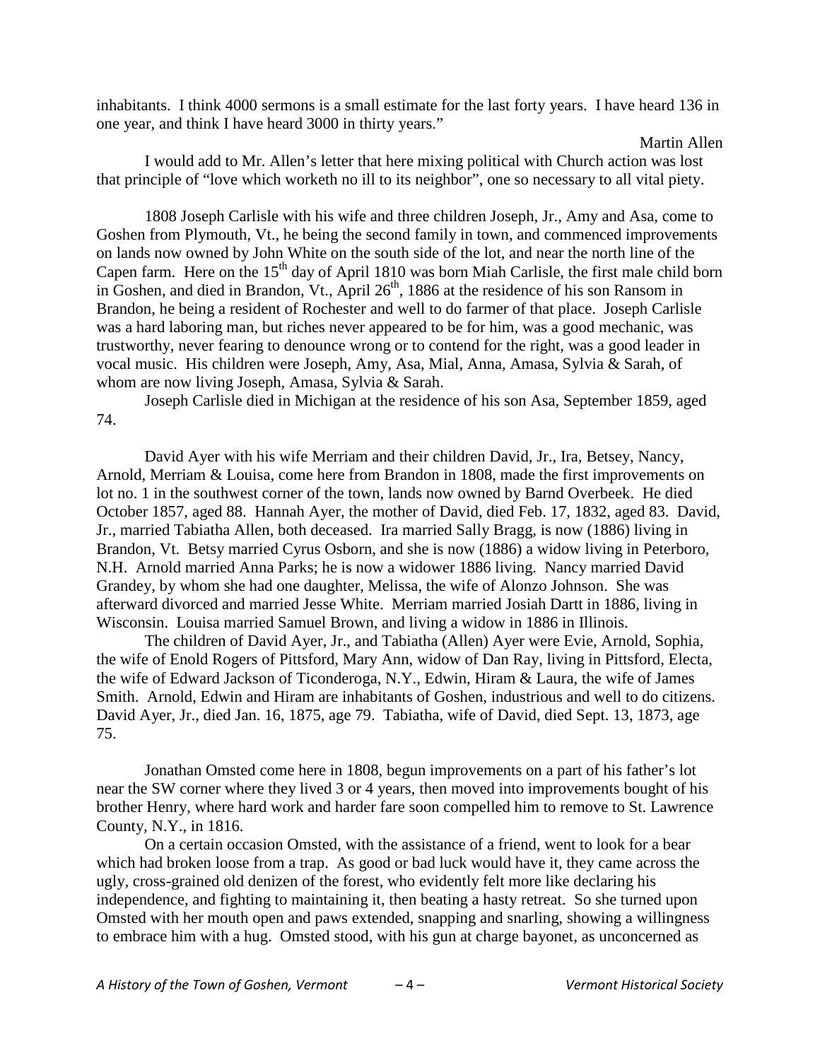inhabitants. I think 4000 sermons is a small estimate for the last forty years. I have heard 136 in one year, and think I have heard 3000 in thirty years."

Martin Allen

I would add to Mr. Allen's letter that here mixing political with Church action was lost that principle of "love which worketh no ill to its neighbor", one so necessary to all vital piety.

1808 Joseph Carlisle with his wife and three children Joseph, Jr., Amy and Asa, come to Goshen from Plymouth, Vt., he being the second family in town, and commenced improvements on lands now owned by John White on the south side of the lot, and near the north line of the Capen farm. Here on the 15th day of April 1810 was born Miah Carlisle, the first male child born in Goshen, and died in Brandon, Vt., April 26th, 1886 at the residence of his son Ransom in Brandon, he being a resident of Rochester and well to do farmer of that place. Joseph Carlisle was a hard laboring man, but riches never appeared to be for him, was a good mechanic, was trustworthy, never fearing to denounce wrong or to contend for the right, was a good leader in vocal music. His children were Joseph, Amy, Asa, Mial, Anna, Amasa, Sylvia & Sarah, of whom are now living Joseph, Amasa, Sylvia & Sarah.

Joseph Carlisle died in Michigan at the residence of his son Asa, September 1859, aged 74.

David Ayer with his wife Merriam and their children David, Jr., Ira, Betsey, Nancy, Arnold, Merriam & Louisa, come here from Brandon in 1808, made the first improvements on lot no. 1 in the southwest corner of the town, lands now owned by Barnd Overbeek. He died October 1857, aged 88. Hannah Ayer, the mother of David, died Feb. 17, 1832, aged 83. David, Jr., married Tabiatha Allen, both deceased. Ira married Sally Bragg, is now (1886) living in Brandon, Vt. Betsy married Cyrus Osborn, and she is now (1886) a widow living in Peterboro, N.H. Arnold married Anna Parks; he is now a widower 1886 living. Nancy married David Grandey, by whom she had one daughter, Melissa, the wife of Alonzo Johnson. She was afterward divorced and married Jesse White. Merriam married Josiah Dartt in 1886, living in Wisconsin. Louisa married Samuel Brown, and living a widow in 1886 in Illinois.

The children of David Ayer, Jr., and Tabiatha (Allen) Ayer were Evie, Arnold, Sophia, the wife of Enold Rogers of Pittsford, Mary Ann, widow of Dan Ray, living in Pittsford, Electa, the wife of Edward Jackson of Ticonderoga, N.Y., Edwin, Hiram & Laura, the wife of James Smith. Arnold, Edwin and Hiram are inhabitants of Goshen, industrious and well to do citizens. David Ayer, Jr., died Jan. 16, 1875, age 79. Tabiatha, wife of David, died Sept. 13, 1873, age 75.

Jonathan Omsted come here in 1808, begun improvements on a part of his father's lot near the SW corner where they lived 3 or 4 years, then moved into improvements bought of his brother Henry, where hard work and harder fare soon compelled him to remove to St. Lawrence County, N.Y., in 1816.

On a certain occasion Omsted, with the assistance of a friend, went to look for a bear which had broken loose from a trap. As good or bad luck would have it, they came across the ugly, cross-grained old denizen of the forest, who evidently felt more like declaring his independence, and fighting to maintaining it, then beating a hasty retreat. So she turned upon Omsted with her mouth open and paws extended, snapping and snarling, showing a willingness to embrace him with a hug. Omsted stood, with his gun at charge bayonet, as unconcerned as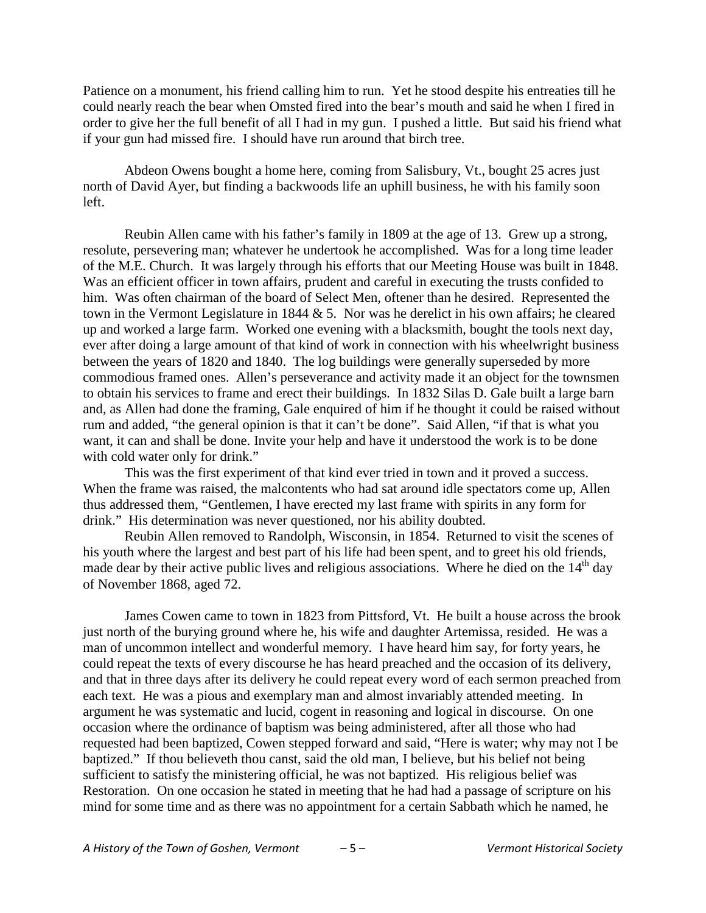Patience on a monument, his friend calling him to run. Yet he stood despite his entreaties till he could nearly reach the bear when Omsted fired into the bear's mouth and said he when I fired in order to give her the full benefit of all I had in my gun. I pushed a little. But said his friend what if your gun had missed fire. I should have run around that birch tree.

Abdeon Owens bought a home here, coming from Salisbury, Vt., bought 25 acres just north of David Ayer, but finding a backwoods life an uphill business, he with his family soon left.

Reubin Allen came with his father's family in 1809 at the age of 13. Grew up a strong, resolute, persevering man; whatever he undertook he accomplished. Was for a long time leader of the M.E. Church. It was largely through his efforts that our Meeting House was built in 1848. Was an efficient officer in town affairs, prudent and careful in executing the trusts confided to him. Was often chairman of the board of Select Men, oftener than he desired. Represented the town in the Vermont Legislature in 1844 & 5. Nor was he derelict in his own affairs; he cleared up and worked a large farm. Worked one evening with a blacksmith, bought the tools next day, ever after doing a large amount of that kind of work in connection with his wheelwright business between the years of 1820 and 1840. The log buildings were generally superseded by more commodious framed ones. Allen's perseverance and activity made it an object for the townsmen to obtain his services to frame and erect their buildings. In 1832 Silas D. Gale built a large barn and, as Allen had done the framing, Gale enquired of him if he thought it could be raised without rum and added, "the general opinion is that it can't be done". Said Allen, "if that is what you want, it can and shall be done. Invite your help and have it understood the work is to be done with cold water only for drink."

This was the first experiment of that kind ever tried in town and it proved a success. When the frame was raised, the malcontents who had sat around idle spectators come up, Allen thus addressed them, "Gentlemen, I have erected my last frame with spirits in any form for drink." His determination was never questioned, nor his ability doubted.

Reubin Allen removed to Randolph, Wisconsin, in 1854. Returned to visit the scenes of his youth where the largest and best part of his life had been spent, and to greet his old friends, made dear by their active public lives and religious associations. Where he died on the 14th day of November 1868, aged 72.

James Cowen came to town in 1823 from Pittsford, Vt. He built a house across the brook just north of the burying ground where he, his wife and daughter Artemissa, resided. He was a man of uncommon intellect and wonderful memory. I have heard him say, for forty years, he could repeat the texts of every discourse he has heard preached and the occasion of its delivery, and that in three days after its delivery he could repeat every word of each sermon preached from each text. He was a pious and exemplary man and almost invariably attended meeting. In argument he was systematic and lucid, cogent in reasoning and logical in discourse. On one occasion where the ordinance of baptism was being administered, after all those who had requested had been baptized, Cowen stepped forward and said, "Here is water; why may not I be baptized." If thou believeth thou canst, said the old man, I believe, but his belief not being sufficient to satisfy the ministering official, he was not baptized. His religious belief was Restoration. On one occasion he stated in meeting that he had had a passage of scripture on his mind for some time and as there was no appointment for a certain Sabbath which he named, he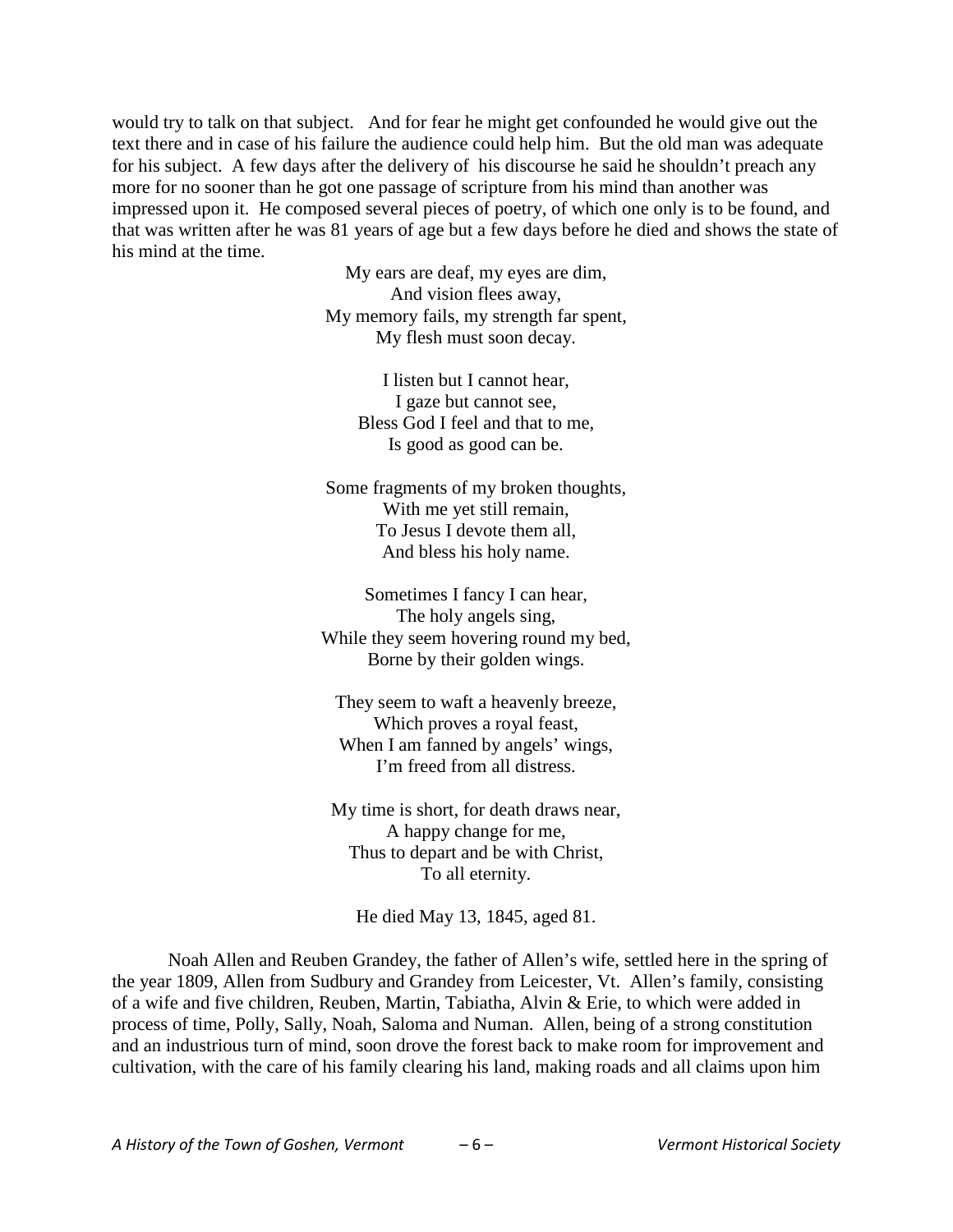would try to talk on that subject. And for fear he might get confounded he would give out the text there and in case of his failure the audience could help him. But the old man was adequate for his subject. A few days after the delivery of his discourse he said he shouldn't preach any more for no sooner than he got one passage of scripture from his mind than another was impressed upon it. He composed several pieces of poetry, of which one only is to be found, and that was written after he was 81 years of age but a few days before he died and shows the state of his mind at the time.

My ears are deaf, my eyes are dim,  
And vision flees away,  
My memory fails, my strength far spent,  
My flesh must soon decay.

I listen but I cannot hear,  
I gaze but cannot see,  
Bless God I feel and that to me,  
Is good as good can be.

Some fragments of my broken thoughts,  
With me yet still remain,  
To Jesus I devote them all,  
And bless his holy name.

Sometimes I fancy I can hear,  
The holy angels sing,  
While they seem hovering round my bed,  
Borne by their golden wings.

They seem to waft a heavenly breeze,  
Which proves a royal feast,  
When I am fanned by angels' wings,  
I'm freed from all distress.

My time is short, for death draws near,  
A happy change for me,  
Thus to depart and be with Christ,  
To all eternity.

He died May 13, 1845, aged 81.

Noah Allen and Reuben Grandey, the father of Allen's wife, settled here in the spring of the year 1809, Allen from Sudbury and Grandey from Leicester, Vt. Allen's family, consisting of a wife and five children, Reuben, Martin, Tabiatha, Alvin & Erie, to which were added in process of time, Polly, Sally, Noah, Saloma and Numan. Allen, being of a strong constitution and an industrious turn of mind, soon drove the forest back to make room for improvement and cultivation, with the care of his family clearing his land, making roads and all claims upon him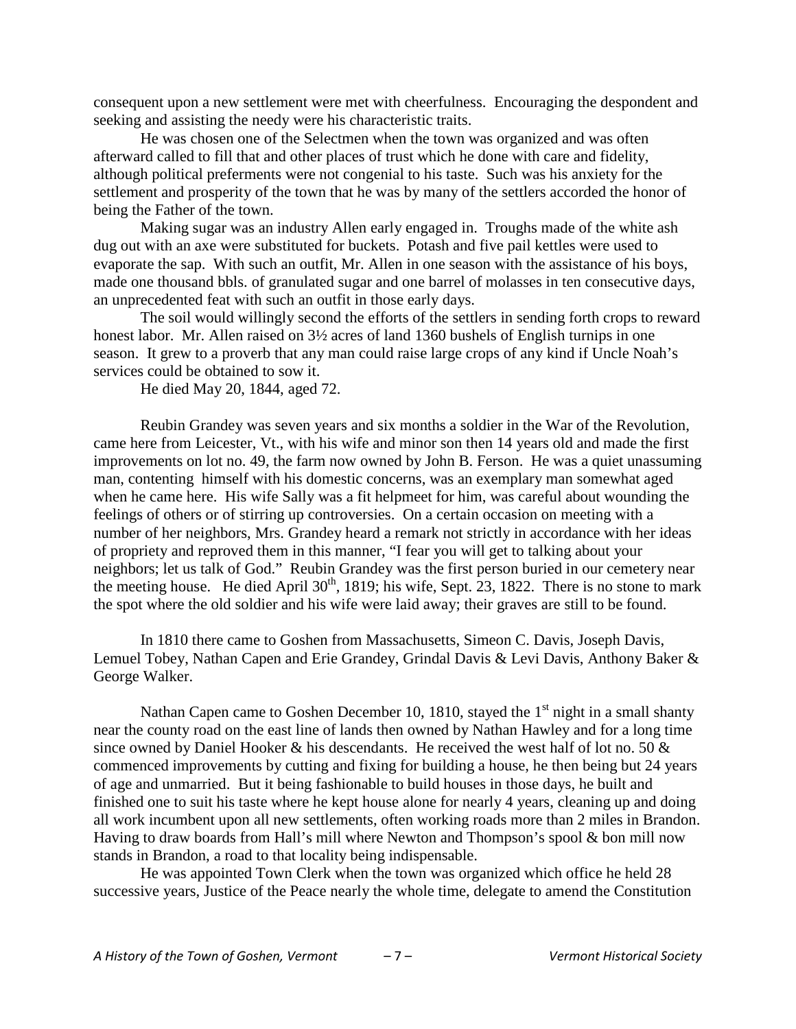consequent upon a new settlement were met with cheerfulness. Encouraging the despondent and seeking and assisting the needy were his characteristic traits.

He was chosen one of the Selectmen when the town was organized and was often afterward called to fill that and other places of trust which he done with care and fidelity, although political preferments were not congenial to his taste. Such was his anxiety for the settlement and prosperity of the town that he was by many of the settlers accorded the honor of being the Father of the town.

Making sugar was an industry Allen early engaged in. Troughs made of the white ash dug out with an axe were substituted for buckets. Potash and five pail kettles were used to evaporate the sap. With such an outfit, Mr. Allen in one season with the assistance of his boys, made one thousand bbls. of granulated sugar and one barrel of molasses in ten consecutive days, an unprecedented feat with such an outfit in those early days.

The soil would willingly second the efforts of the settlers in sending forth crops to reward honest labor. Mr. Allen raised on 3½ acres of land 1360 bushels of English turnips in one season. It grew to a proverb that any man could raise large crops of any kind if Uncle Noah's services could be obtained to sow it.

He died May 20, 1844, aged 72.

Reubin Grandey was seven years and six months a soldier in the War of the Revolution, came here from Leicester, Vt., with his wife and minor son then 14 years old and made the first improvements on lot no. 49, the farm now owned by John B. Ferson. He was a quiet unassuming man, contenting himself with his domestic concerns, was an exemplary man somewhat aged when he came here. His wife Sally was a fit helpmeet for him, was careful about wounding the feelings of others or of stirring up controversies. On a certain occasion on meeting with a number of her neighbors, Mrs. Grandey heard a remark not strictly in accordance with her ideas of propriety and reproved them in this manner, "I fear you will get to talking about your neighbors; let us talk of God." Reubin Grandey was the first person buried in our cemetery near the meeting house. He died April 30th, 1819; his wife, Sept. 23, 1822. There is no stone to mark the spot where the old soldier and his wife were laid away; their graves are still to be found.

In 1810 there came to Goshen from Massachusetts, Simeon C. Davis, Joseph Davis, Lemuel Tobey, Nathan Capen and Erie Grandey, Grindal Davis & Levi Davis, Anthony Baker & George Walker.

Nathan Capen came to Goshen December 10, 1810, stayed the 1st night in a small shanty near the county road on the east line of lands then owned by Nathan Hawley and for a long time since owned by Daniel Hooker & his descendants. He received the west half of lot no. 50 & commenced improvements by cutting and fixing for building a house, he then being but 24 years of age and unmarried. But it being fashionable to build houses in those days, he built and finished one to suit his taste where he kept house alone for nearly 4 years, cleaning up and doing all work incumbent upon all new settlements, often working roads more than 2 miles in Brandon. Having to draw boards from Hall's mill where Newton and Thompson's spool & bon mill now stands in Brandon, a road to that locality being indispensable.

He was appointed Town Clerk when the town was organized which office he held 28 successive years, Justice of the Peace nearly the whole time, delegate to amend the Constitution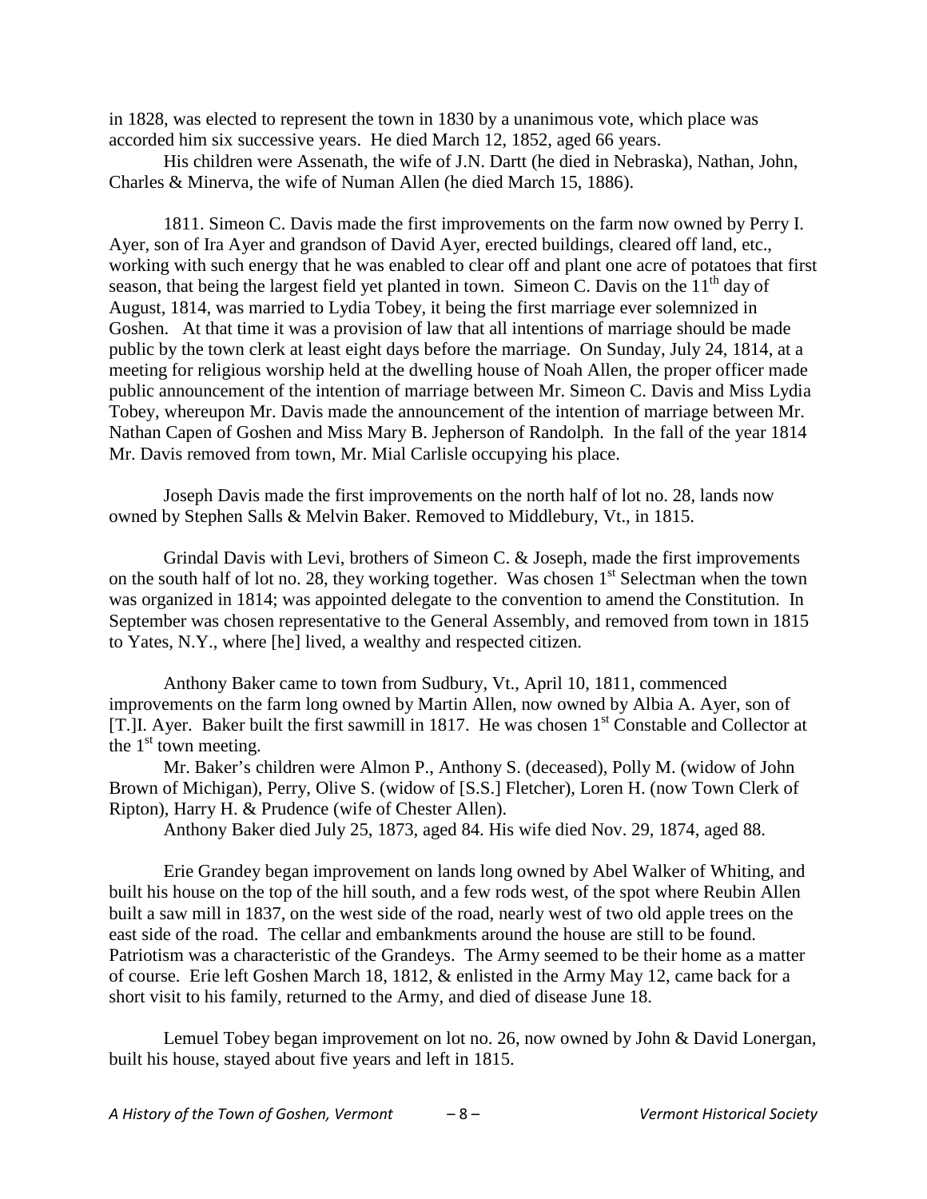in 1828, was elected to represent the town in 1830 by a unanimous vote, which place was accorded him six successive years. He died March 12, 1852, aged 66 years.

His children were Assenath, the wife of J.N. Dartt (he died in Nebraska), Nathan, John, Charles & Minerva, the wife of Numan Allen (he died March 15, 1886).

1811. Simeon C. Davis made the first improvements on the farm now owned by Perry I. Ayer, son of Ira Ayer and grandson of David Ayer, erected buildings, cleared off land, etc., working with such energy that he was enabled to clear off and plant one acre of potatoes that first season, that being the largest field yet planted in town. Simeon C. Davis on the 11th day of August, 1814, was married to Lydia Tobey, it being the first marriage ever solemnized in Goshen. At that time it was a provision of law that all intentions of marriage should be made public by the town clerk at least eight days before the marriage. On Sunday, July 24, 1814, at a meeting for religious worship held at the dwelling house of Noah Allen, the proper officer made public announcement of the intention of marriage between Mr. Simeon C. Davis and Miss Lydia Tobey, whereupon Mr. Davis made the announcement of the intention of marriage between Mr. Nathan Capen of Goshen and Miss Mary B. Jepherson of Randolph. In the fall of the year 1814 Mr. Davis removed from town, Mr. Mial Carlisle occupying his place.

Joseph Davis made the first improvements on the north half of lot no. 28, lands now owned by Stephen Salls & Melvin Baker. Removed to Middlebury, Vt., in 1815.

Grindal Davis with Levi, brothers of Simeon C. & Joseph, made the first improvements on the south half of lot no. 28, they working together. Was chosen 1st Selectman when the town was organized in 1814; was appointed delegate to the convention to amend the Constitution. In September was chosen representative to the General Assembly, and removed from town in 1815 to Yates, N.Y., where [he] lived, a wealthy and respected citizen.

Anthony Baker came to town from Sudbury, Vt., April 10, 1811, commenced improvements on the farm long owned by Martin Allen, now owned by Albia A. Ayer, son of [T.]I. Ayer. Baker built the first sawmill in 1817. He was chosen 1st Constable and Collector at the 1st town meeting.

Mr. Baker's children were Almon P., Anthony S. (deceased), Polly M. (widow of John Brown of Michigan), Perry, Olive S. (widow of [S.S.] Fletcher), Loren H. (now Town Clerk of Ripton), Harry H. & Prudence (wife of Chester Allen).

Anthony Baker died July 25, 1873, aged 84. His wife died Nov. 29, 1874, aged 88.

Erie Grandey began improvement on lands long owned by Abel Walker of Whiting, and built his house on the top of the hill south, and a few rods west, of the spot where Reubin Allen built a saw mill in 1837, on the west side of the road, nearly west of two old apple trees on the east side of the road. The cellar and embankments around the house are still to be found. Patriotism was a characteristic of the Grandeys. The Army seemed to be their home as a matter of course. Erie left Goshen March 18, 1812, & enlisted in the Army May 12, came back for a short visit to his family, returned to the Army, and died of disease June 18.

Lemuel Tobey began improvement on lot no. 26, now owned by John & David Lonergan, built his house, stayed about five years and left in 1815.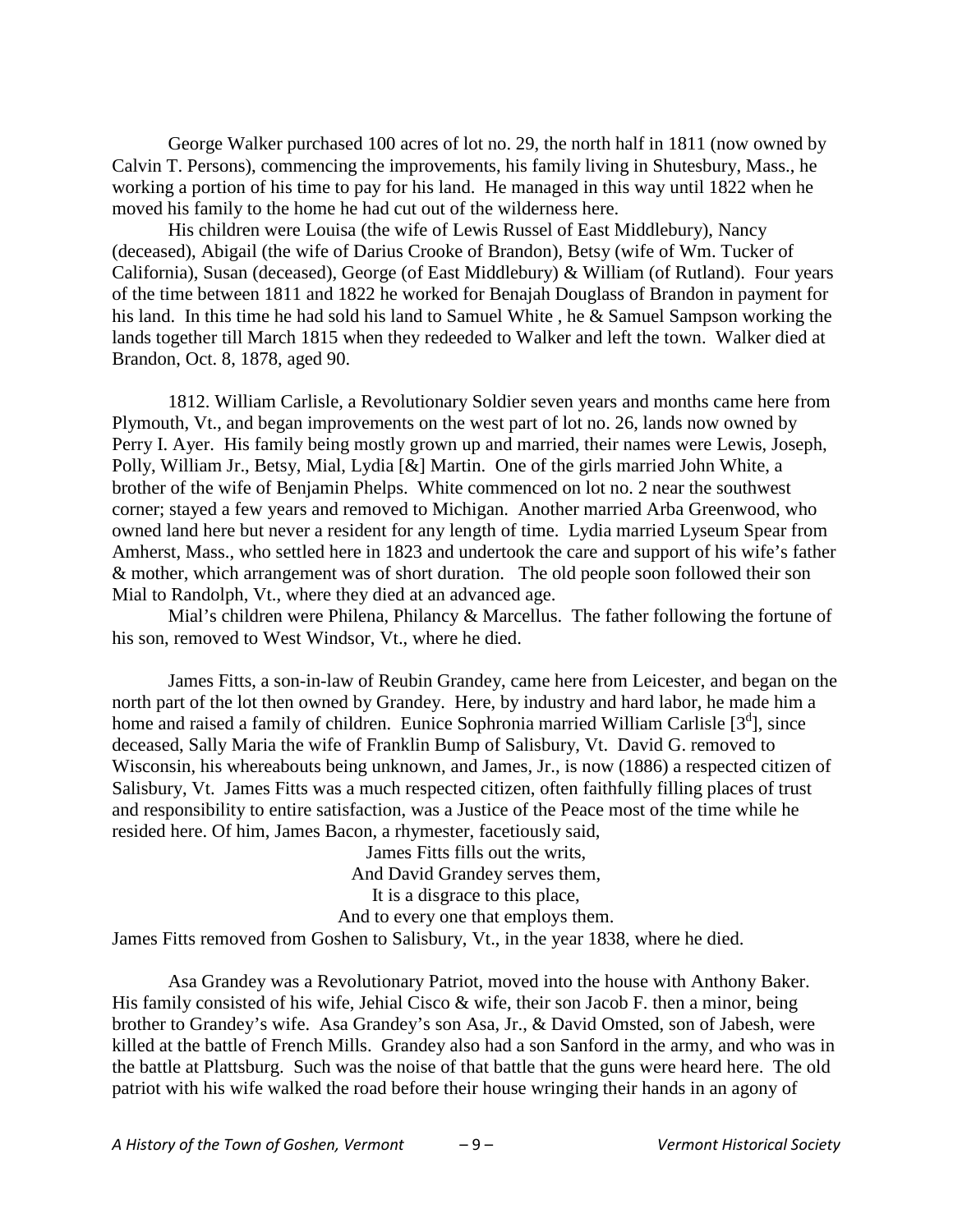George Walker purchased 100 acres of lot no. 29, the north half in 1811 (now owned by Calvin T. Persons), commencing the improvements, his family living in Shutesbury, Mass., he working a portion of his time to pay for his land. He managed in this way until 1822 when he moved his family to the home he had cut out of the wilderness here.

His children were Louisa (the wife of Lewis Russel of East Middlebury), Nancy (deceased), Abigail (the wife of Darius Crooke of Brandon), Betsy (wife of Wm. Tucker of California), Susan (deceased), George (of East Middlebury) & William (of Rutland). Four years of the time between 1811 and 1822 he worked for Benajah Douglass of Brandon in payment for his land. In this time he had sold his land to Samuel White , he & Samuel Sampson working the lands together till March 1815 when they redeeded to Walker and left the town. Walker died at Brandon, Oct. 8, 1878, aged 90.

1812. William Carlisle, a Revolutionary Soldier seven years and months came here from Plymouth, Vt., and began improvements on the west part of lot no. 26, lands now owned by Perry I. Ayer. His family being mostly grown up and married, their names were Lewis, Joseph, Polly, William Jr., Betsy, Mial, Lydia [&] Martin. One of the girls married John White, a brother of the wife of Benjamin Phelps. White commenced on lot no. 2 near the southwest corner; stayed a few years and removed to Michigan. Another married Arba Greenwood, who owned land here but never a resident for any length of time. Lydia married Lyseum Spear from Amherst, Mass., who settled here in 1823 and undertook the care and support of his wife's father & mother, which arrangement was of short duration. The old people soon followed their son Mial to Randolph, Vt., where they died at an advanced age.

Mial's children were Philena, Philancy & Marcellus. The father following the fortune of his son, removed to West Windsor, Vt., where he died.

James Fitts, a son-in-law of Reubin Grandey, came here from Leicester, and began on the north part of the lot then owned by Grandey. Here, by industry and hard labor, he made him a home and raised a family of children. Eunice Sophronia married William Carlisle [3d], since deceased, Sally Maria the wife of Franklin Bump of Salisbury, Vt. David G. removed to Wisconsin, his whereabouts being unknown, and James, Jr., is now (1886) a respected citizen of Salisbury, Vt. James Fitts was a much respected citizen, often faithfully filling places of trust and responsibility to entire satisfaction, was a Justice of the Peace most of the time while he resided here. Of him, James Bacon, a rhymester, facetiously said,

> James Fitts fills out the writs,
> And David Grandey serves them,
> It is a disgrace to this place,
> And to every one that employs them.

James Fitts removed from Goshen to Salisbury, Vt., in the year 1838, where he died.

Asa Grandey was a Revolutionary Patriot, moved into the house with Anthony Baker. His family consisted of his wife, Jehial Cisco & wife, their son Jacob F. then a minor, being brother to Grandey's wife. Asa Grandey's son Asa, Jr., & David Omsted, son of Jabesh, were killed at the battle of French Mills. Grandey also had a son Sanford in the army, and who was in the battle at Plattsburg. Such was the noise of that battle that the guns were heard here. The old patriot with his wife walked the road before their house wringing their hands in an agony of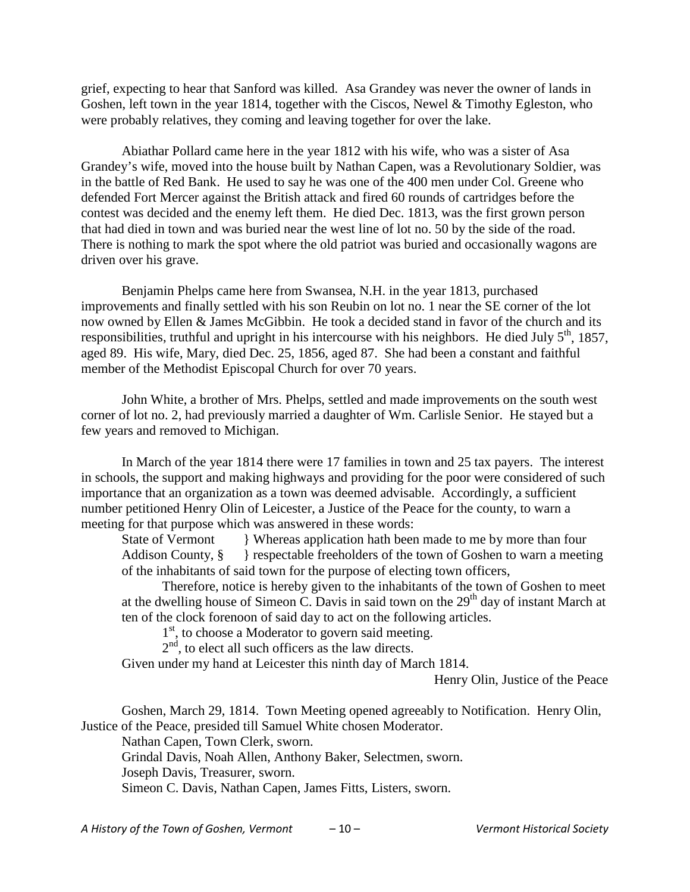grief, expecting to hear that Sanford was killed. Asa Grandey was never the owner of lands in Goshen, left town in the year 1814, together with the Ciscos, Newel & Timothy Egleston, who were probably relatives, they coming and leaving together for over the lake.

Abiathar Pollard came here in the year 1812 with his wife, who was a sister of Asa Grandey's wife, moved into the house built by Nathan Capen, was a Revolutionary Soldier, was in the battle of Red Bank. He used to say he was one of the 400 men under Col. Greene who defended Fort Mercer against the British attack and fired 60 rounds of cartridges before the contest was decided and the enemy left them. He died Dec. 1813, was the first grown person that had died in town and was buried near the west line of lot no. 50 by the side of the road. There is nothing to mark the spot where the old patriot was buried and occasionally wagons are driven over his grave.

Benjamin Phelps came here from Swansea, N.H. in the year 1813, purchased improvements and finally settled with his son Reubin on lot no. 1 near the SE corner of the lot now owned by Ellen & James McGibbin. He took a decided stand in favor of the church and its responsibilities, truthful and upright in his intercourse with his neighbors. He died July 5th, 1857, aged 89. His wife, Mary, died Dec. 25, 1856, aged 87. She had been a constant and faithful member of the Methodist Episcopal Church for over 70 years.

John White, a brother of Mrs. Phelps, settled and made improvements on the south west corner of lot no. 2, had previously married a daughter of Wm. Carlisle Senior. He stayed but a few years and removed to Michigan.

In March of the year 1814 there were 17 families in town and 25 tax payers. The interest in schools, the support and making highways and providing for the poor were considered of such importance that an organization as a town was deemed advisable. Accordingly, a sufficient number petitioned Henry Olin of Leicester, a Justice of the Peace for the county, to warn a meeting for that purpose which was answered in these words:

> State of Vermont } Whereas application hath been made to me by more than four
> Addison County, § } respectable freeholders of the town of Goshen to warn a meeting of the inhabitants of said town for the purpose of electing town officers,
>
> Therefore, notice is hereby given to the inhabitants of the town of Goshen to meet at the dwelling house of Simeon C. Davis in said town on the 29th day of instant March at ten of the clock forenoon of said day to act on the following articles.
>
> 1st, to choose a Moderator to govern said meeting.
>
> 2nd, to elect all such officers as the law directs.
>
> Given under my hand at Leicester this ninth day of March 1814.
>
> Henry Olin, Justice of the Peace

Goshen, March 29, 1814. Town Meeting opened agreeably to Notification. Henry Olin, Justice of the Peace, presided till Samuel White chosen Moderator.

Nathan Capen, Town Clerk, sworn.

Grindal Davis, Noah Allen, Anthony Baker, Selectmen, sworn.

Joseph Davis, Treasurer, sworn.

Simeon C. Davis, Nathan Capen, James Fitts, Listers, sworn.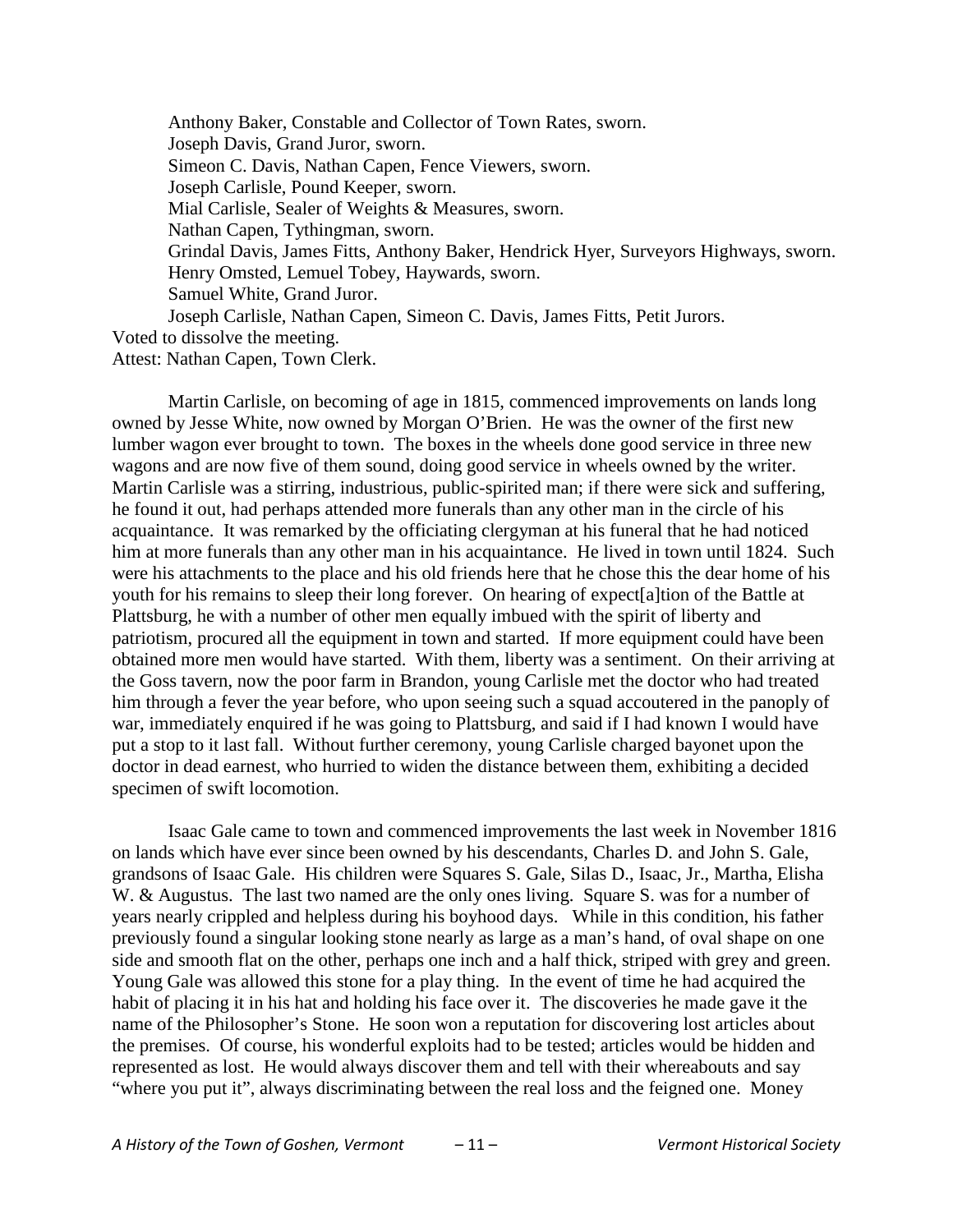Anthony Baker, Constable and Collector of Town Rates, sworn.
Joseph Davis, Grand Juror, sworn.
Simeon C. Davis, Nathan Capen, Fence Viewers, sworn.
Joseph Carlisle, Pound Keeper, sworn.
Mial Carlisle, Sealer of Weights & Measures, sworn.
Nathan Capen, Tythingman, sworn.
Grindal Davis, James Fitts, Anthony Baker, Hendrick Hyer, Surveyors Highways, sworn.
Henry Omsted, Lemuel Tobey, Haywards, sworn.
Samuel White, Grand Juror.
Joseph Carlisle, Nathan Capen, Simeon C. Davis, James Fitts, Petit Jurors.

Voted to dissolve the meeting.
Attest: Nathan Capen, Town Clerk.

Martin Carlisle, on becoming of age in 1815, commenced improvements on lands long owned by Jesse White, now owned by Morgan O'Brien. He was the owner of the first new lumber wagon ever brought to town. The boxes in the wheels done good service in three new wagons and are now five of them sound, doing good service in wheels owned by the writer. Martin Carlisle was a stirring, industrious, public-spirited man; if there were sick and suffering, he found it out, had perhaps attended more funerals than any other man in the circle of his acquaintance. It was remarked by the officiating clergyman at his funeral that he had noticed him at more funerals than any other man in his acquaintance. He lived in town until 1824. Such were his attachments to the place and his old friends here that he chose this the dear home of his youth for his remains to sleep their long forever. On hearing of expect[a]tion of the Battle at Plattsburg, he with a number of other men equally imbued with the spirit of liberty and patriotism, procured all the equipment in town and started. If more equipment could have been obtained more men would have started. With them, liberty was a sentiment. On their arriving at the Goss tavern, now the poor farm in Brandon, young Carlisle met the doctor who had treated him through a fever the year before, who upon seeing such a squad accoutered in the panoply of war, immediately enquired if he was going to Plattsburg, and said if I had known I would have put a stop to it last fall. Without further ceremony, young Carlisle charged bayonet upon the doctor in dead earnest, who hurried to widen the distance between them, exhibiting a decided specimen of swift locomotion.

Isaac Gale came to town and commenced improvements the last week in November 1816 on lands which have ever since been owned by his descendants, Charles D. and John S. Gale, grandsons of Isaac Gale. His children were Squares S. Gale, Silas D., Isaac, Jr., Martha, Elisha W. & Augustus. The last two named are the only ones living. Square S. was for a number of years nearly crippled and helpless during his boyhood days. While in this condition, his father previously found a singular looking stone nearly as large as a man's hand, of oval shape on one side and smooth flat on the other, perhaps one inch and a half thick, striped with grey and green. Young Gale was allowed this stone for a play thing. In the event of time he had acquired the habit of placing it in his hat and holding his face over it. The discoveries he made gave it the name of the Philosopher's Stone. He soon won a reputation for discovering lost articles about the premises. Of course, his wonderful exploits had to be tested; articles would be hidden and represented as lost. He would always discover them and tell with their whereabouts and say "where you put it", always discriminating between the real loss and the feigned one. Money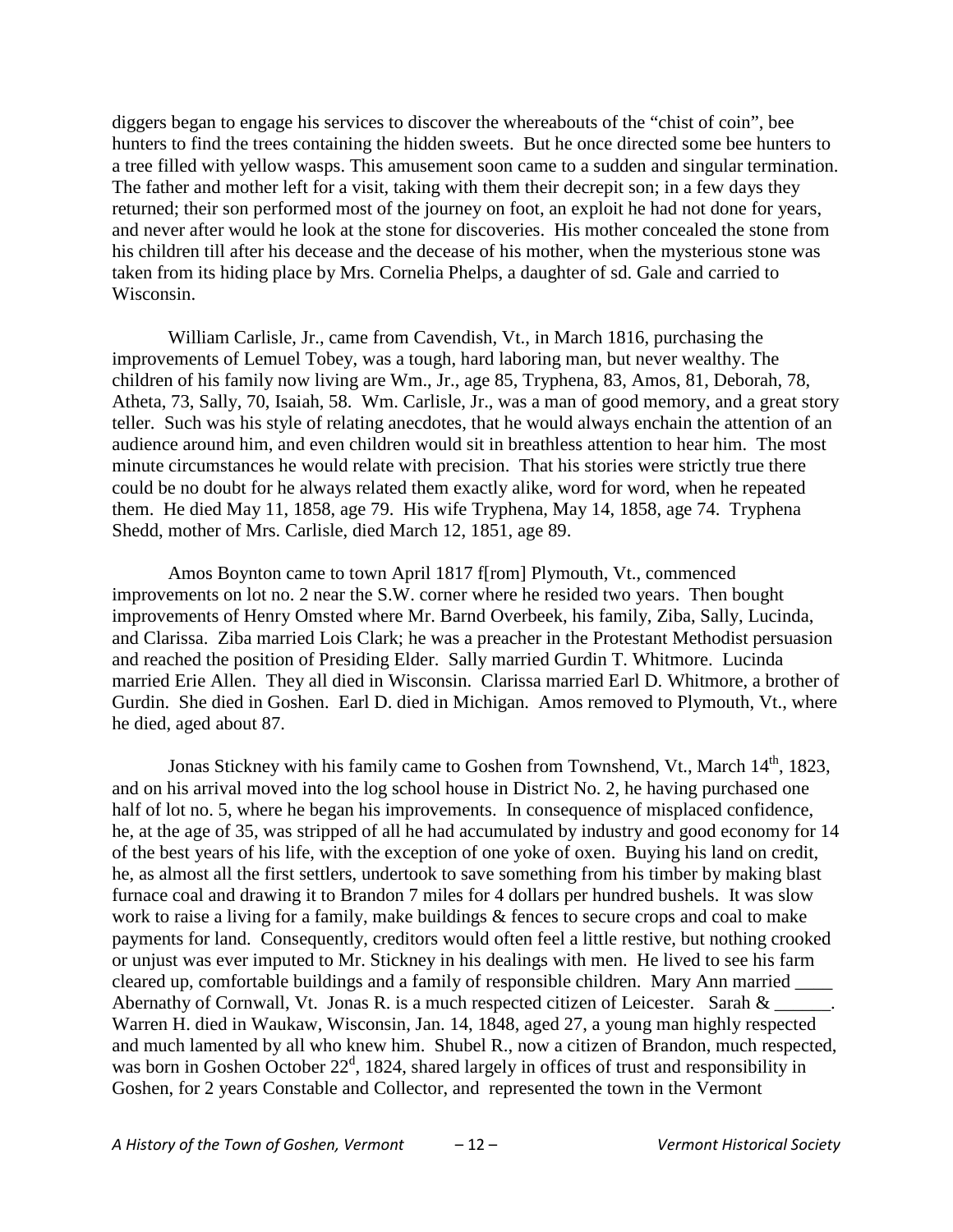diggers began to engage his services to discover the whereabouts of the "chist of coin", bee hunters to find the trees containing the hidden sweets. But he once directed some bee hunters to a tree filled with yellow wasps. This amusement soon came to a sudden and singular termination. The father and mother left for a visit, taking with them their decrepit son; in a few days they returned; their son performed most of the journey on foot, an exploit he had not done for years, and never after would he look at the stone for discoveries. His mother concealed the stone from his children till after his decease and the decease of his mother, when the mysterious stone was taken from its hiding place by Mrs. Cornelia Phelps, a daughter of sd. Gale and carried to Wisconsin.

William Carlisle, Jr., came from Cavendish, Vt., in March 1816, purchasing the improvements of Lemuel Tobey, was a tough, hard laboring man, but never wealthy. The children of his family now living are Wm., Jr., age 85, Tryphena, 83, Amos, 81, Deborah, 78, Atheta, 73, Sally, 70, Isaiah, 58. Wm. Carlisle, Jr., was a man of good memory, and a great story teller. Such was his style of relating anecdotes, that he would always enchain the attention of an audience around him, and even children would sit in breathless attention to hear him. The most minute circumstances he would relate with precision. That his stories were strictly true there could be no doubt for he always related them exactly alike, word for word, when he repeated them. He died May 11, 1858, age 79. His wife Tryphena, May 14, 1858, age 74. Tryphena Shedd, mother of Mrs. Carlisle, died March 12, 1851, age 89.

Amos Boynton came to town April 1817 f[rom] Plymouth, Vt., commenced improvements on lot no. 2 near the S.W. corner where he resided two years. Then bought improvements of Henry Omsted where Mr. Barnd Overbeek, his family, Ziba, Sally, Lucinda, and Clarissa. Ziba married Lois Clark; he was a preacher in the Protestant Methodist persuasion and reached the position of Presiding Elder. Sally married Gurdin T. Whitmore. Lucinda married Erie Allen. They all died in Wisconsin. Clarissa married Earl D. Whitmore, a brother of Gurdin. She died in Goshen. Earl D. died in Michigan. Amos removed to Plymouth, Vt., where he died, aged about 87.

Jonas Stickney with his family came to Goshen from Townshend, Vt., March 14th, 1823, and on his arrival moved into the log school house in District No. 2, he having purchased one half of lot no. 5, where he began his improvements. In consequence of misplaced confidence, he, at the age of 35, was stripped of all he had accumulated by industry and good economy for 14 of the best years of his life, with the exception of one yoke of oxen. Buying his land on credit, he, as almost all the first settlers, undertook to save something from his timber by making blast furnace coal and drawing it to Brandon 7 miles for 4 dollars per hundred bushels. It was slow work to raise a living for a family, make buildings & fences to secure crops and coal to make payments for land. Consequently, creditors would often feel a little restive, but nothing crooked or unjust was ever imputed to Mr. Stickney in his dealings with men. He lived to see his farm cleared up, comfortable buildings and a family of responsible children. Mary Ann married ____ Abernathy of Cornwall, Vt. Jonas R. is a much respected citizen of Leicester. Sarah & ______. Warren H. died in Waukaw, Wisconsin, Jan. 14, 1848, aged 27, a young man highly respected and much lamented by all who knew him. Shubel R., now a citizen of Brandon, much respected, was born in Goshen October 22d, 1824, shared largely in offices of trust and responsibility in Goshen, for 2 years Constable and Collector, and represented the town in the Vermont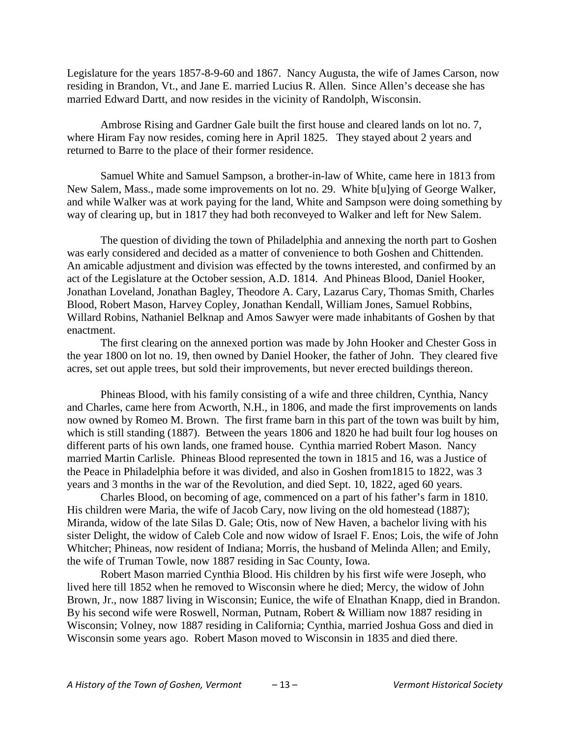Legislature for the years 1857-8-9-60 and 1867. Nancy Augusta, the wife of James Carson, now residing in Brandon, Vt., and Jane E. married Lucius R. Allen. Since Allen's decease she has married Edward Dartt, and now resides in the vicinity of Randolph, Wisconsin.

Ambrose Rising and Gardner Gale built the first house and cleared lands on lot no. 7, where Hiram Fay now resides, coming here in April 1825. They stayed about 2 years and returned to Barre to the place of their former residence.

Samuel White and Samuel Sampson, a brother-in-law of White, came here in 1813 from New Salem, Mass., made some improvements on lot no. 29. White b[u]ying of George Walker, and while Walker was at work paying for the land, White and Sampson were doing something by way of clearing up, but in 1817 they had both reconveyed to Walker and left for New Salem.

The question of dividing the town of Philadelphia and annexing the north part to Goshen was early considered and decided as a matter of convenience to both Goshen and Chittenden. An amicable adjustment and division was effected by the towns interested, and confirmed by an act of the Legislature at the October session, A.D. 1814. And Phineas Blood, Daniel Hooker, Jonathan Loveland, Jonathan Bagley, Theodore A. Cary, Lazarus Cary, Thomas Smith, Charles Blood, Robert Mason, Harvey Copley, Jonathan Kendall, William Jones, Samuel Robbins, Willard Robins, Nathaniel Belknap and Amos Sawyer were made inhabitants of Goshen by that enactment.

The first clearing on the annexed portion was made by John Hooker and Chester Goss in the year 1800 on lot no. 19, then owned by Daniel Hooker, the father of John. They cleared five acres, set out apple trees, but sold their improvements, but never erected buildings thereon.

Phineas Blood, with his family consisting of a wife and three children, Cynthia, Nancy and Charles, came here from Acworth, N.H., in 1806, and made the first improvements on lands now owned by Romeo M. Brown. The first frame barn in this part of the town was built by him, which is still standing (1887). Between the years 1806 and 1820 he had built four log houses on different parts of his own lands, one framed house. Cynthia married Robert Mason. Nancy married Martin Carlisle. Phineas Blood represented the town in 1815 and 16, was a Justice of the Peace in Philadelphia before it was divided, and also in Goshen from1815 to 1822, was 3 years and 3 months in the war of the Revolution, and died Sept. 10, 1822, aged 60 years.

Charles Blood, on becoming of age, commenced on a part of his father's farm in 1810. His children were Maria, the wife of Jacob Cary, now living on the old homestead (1887); Miranda, widow of the late Silas D. Gale; Otis, now of New Haven, a bachelor living with his sister Delight, the widow of Caleb Cole and now widow of Israel F. Enos; Lois, the wife of John Whitcher; Phineas, now resident of Indiana; Morris, the husband of Melinda Allen; and Emily, the wife of Truman Towle, now 1887 residing in Sac County, Iowa.

Robert Mason married Cynthia Blood. His children by his first wife were Joseph, who lived here till 1852 when he removed to Wisconsin where he died; Mercy, the widow of John Brown, Jr., now 1887 living in Wisconsin; Eunice, the wife of Elnathan Knapp, died in Brandon. By his second wife were Roswell, Norman, Putnam, Robert & William now 1887 residing in Wisconsin; Volney, now 1887 residing in California; Cynthia, married Joshua Goss and died in Wisconsin some years ago. Robert Mason moved to Wisconsin in 1835 and died there.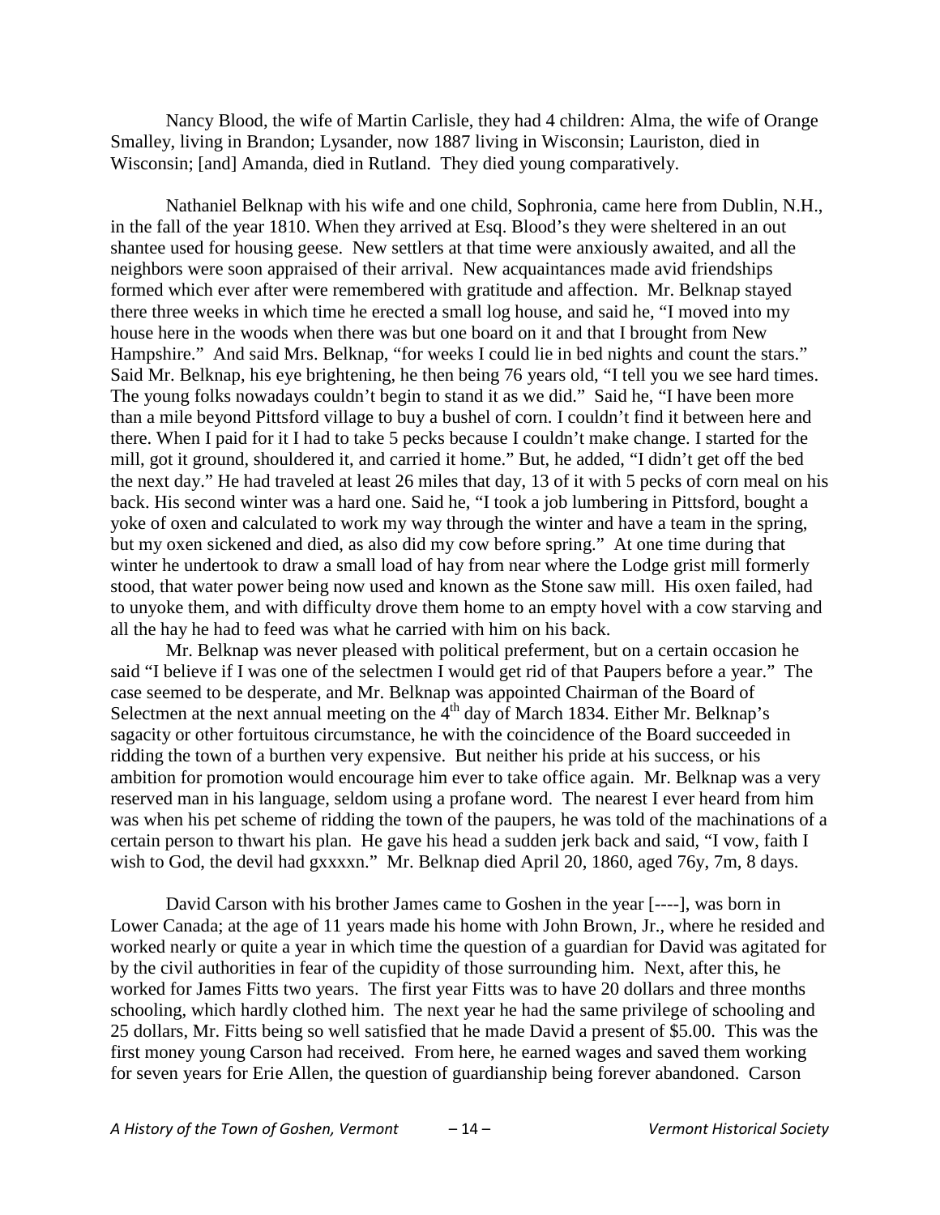Nancy Blood, the wife of Martin Carlisle, they had 4 children: Alma, the wife of Orange Smalley, living in Brandon; Lysander, now 1887 living in Wisconsin; Lauriston, died in Wisconsin; [and] Amanda, died in Rutland. They died young comparatively.

Nathaniel Belknap with his wife and one child, Sophronia, came here from Dublin, N.H., in the fall of the year 1810. When they arrived at Esq. Blood's they were sheltered in an out shantee used for housing geese. New settlers at that time were anxiously awaited, and all the neighbors were soon appraised of their arrival. New acquaintances made avid friendships formed which ever after were remembered with gratitude and affection. Mr. Belknap stayed there three weeks in which time he erected a small log house, and said he, "I moved into my house here in the woods when there was but one board on it and that I brought from New Hampshire." And said Mrs. Belknap, "for weeks I could lie in bed nights and count the stars." Said Mr. Belknap, his eye brightening, he then being 76 years old, "I tell you we see hard times. The young folks nowadays couldn't begin to stand it as we did." Said he, "I have been more than a mile beyond Pittsford village to buy a bushel of corn. I couldn't find it between here and there. When I paid for it I had to take 5 pecks because I couldn't make change. I started for the mill, got it ground, shouldered it, and carried it home." But, he added, "I didn't get off the bed the next day." He had traveled at least 26 miles that day, 13 of it with 5 pecks of corn meal on his back. His second winter was a hard one. Said he, "I took a job lumbering in Pittsford, bought a yoke of oxen and calculated to work my way through the winter and have a team in the spring, but my oxen sickened and died, as also did my cow before spring." At one time during that winter he undertook to draw a small load of hay from near where the Lodge grist mill formerly stood, that water power being now used and known as the Stone saw mill. His oxen failed, had to unyoke them, and with difficulty drove them home to an empty hovel with a cow starving and all the hay he had to feed was what he carried with him on his back.

Mr. Belknap was never pleased with political preferment, but on a certain occasion he said "I believe if I was one of the selectmen I would get rid of that Paupers before a year." The case seemed to be desperate, and Mr. Belknap was appointed Chairman of the Board of Selectmen at the next annual meeting on the 4th day of March 1834. Either Mr. Belknap's sagacity or other fortuitous circumstance, he with the coincidence of the Board succeeded in ridding the town of a burthen very expensive. But neither his pride at his success, or his ambition for promotion would encourage him ever to take office again. Mr. Belknap was a very reserved man in his language, seldom using a profane word. The nearest I ever heard from him was when his pet scheme of ridding the town of the paupers, he was told of the machinations of a certain person to thwart his plan. He gave his head a sudden jerk back and said, "I vow, faith I wish to God, the devil had gxxxxn." Mr. Belknap died April 20, 1860, aged 76y, 7m, 8 days.

David Carson with his brother James came to Goshen in the year [----], was born in Lower Canada; at the age of 11 years made his home with John Brown, Jr., where he resided and worked nearly or quite a year in which time the question of a guardian for David was agitated for by the civil authorities in fear of the cupidity of those surrounding him. Next, after this, he worked for James Fitts two years. The first year Fitts was to have 20 dollars and three months schooling, which hardly clothed him. The next year he had the same privilege of schooling and 25 dollars, Mr. Fitts being so well satisfied that he made David a present of $5.00. This was the first money young Carson had received. From here, he earned wages and saved them working for seven years for Erie Allen, the question of guardianship being forever abandoned. Carson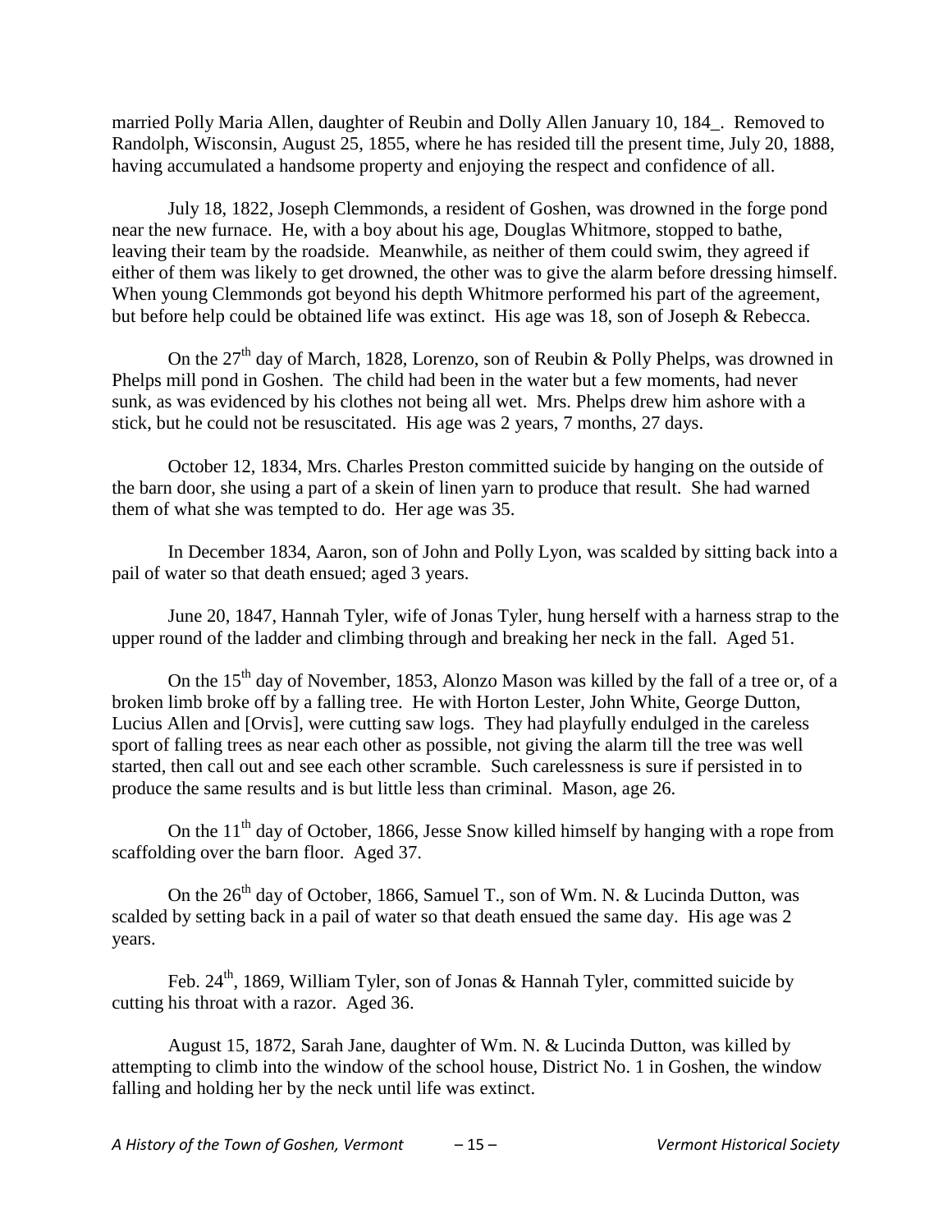married Polly Maria Allen, daughter of Reubin and Dolly Allen January 10, 184_. Removed to Randolph, Wisconsin, August 25, 1855, where he has resided till the present time, July 20, 1888, having accumulated a handsome property and enjoying the respect and confidence of all.

July 18, 1822, Joseph Clemmonds, a resident of Goshen, was drowned in the forge pond near the new furnace. He, with a boy about his age, Douglas Whitmore, stopped to bathe, leaving their team by the roadside. Meanwhile, as neither of them could swim, they agreed if either of them was likely to get drowned, the other was to give the alarm before dressing himself. When young Clemmonds got beyond his depth Whitmore performed his part of the agreement, but before help could be obtained life was extinct. His age was 18, son of Joseph & Rebecca.

On the 27th day of March, 1828, Lorenzo, son of Reubin & Polly Phelps, was drowned in Phelps mill pond in Goshen. The child had been in the water but a few moments, had never sunk, as was evidenced by his clothes not being all wet. Mrs. Phelps drew him ashore with a stick, but he could not be resuscitated. His age was 2 years, 7 months, 27 days.

October 12, 1834, Mrs. Charles Preston committed suicide by hanging on the outside of the barn door, she using a part of a skein of linen yarn to produce that result. She had warned them of what she was tempted to do. Her age was 35.

In December 1834, Aaron, son of John and Polly Lyon, was scalded by sitting back into a pail of water so that death ensued; aged 3 years.

June 20, 1847, Hannah Tyler, wife of Jonas Tyler, hung herself with a harness strap to the upper round of the ladder and climbing through and breaking her neck in the fall. Aged 51.

On the 15th day of November, 1853, Alonzo Mason was killed by the fall of a tree or, of a broken limb broke off by a falling tree. He with Horton Lester, John White, George Dutton, Lucius Allen and [Orvis], were cutting saw logs. They had playfully endulged in the careless sport of falling trees as near each other as possible, not giving the alarm till the tree was well started, then call out and see each other scramble. Such carelessness is sure if persisted in to produce the same results and is but little less than criminal. Mason, age 26.

On the 11th day of October, 1866, Jesse Snow killed himself by hanging with a rope from scaffolding over the barn floor. Aged 37.

On the 26th day of October, 1866, Samuel T., son of Wm. N. & Lucinda Dutton, was scalded by setting back in a pail of water so that death ensued the same day. His age was 2 years.

Feb. 24th, 1869, William Tyler, son of Jonas & Hannah Tyler, committed suicide by cutting his throat with a razor. Aged 36.

August 15, 1872, Sarah Jane, daughter of Wm. N. & Lucinda Dutton, was killed by attempting to climb into the window of the school house, District No. 1 in Goshen, the window falling and holding her by the neck until life was extinct.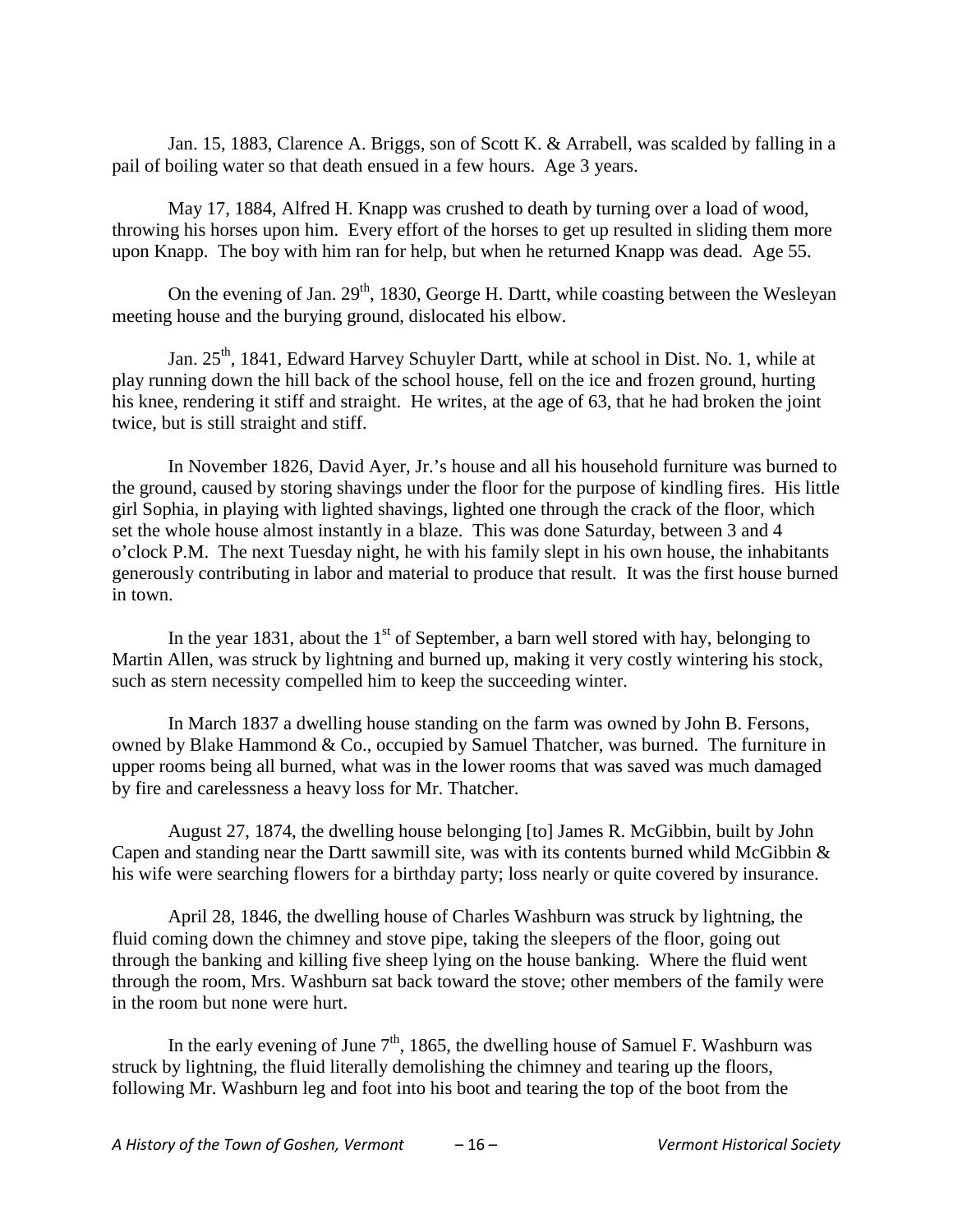Jan. 15, 1883, Clarence A. Briggs, son of Scott K. & Arrabell, was scalded by falling in a pail of boiling water so that death ensued in a few hours. Age 3 years.

May 17, 1884, Alfred H. Knapp was crushed to death by turning over a load of wood, throwing his horses upon him. Every effort of the horses to get up resulted in sliding them more upon Knapp. The boy with him ran for help, but when he returned Knapp was dead. Age 55.

On the evening of Jan. 29th, 1830, George H. Dartt, while coasting between the Wesleyan meeting house and the burying ground, dislocated his elbow.

Jan. 25th, 1841, Edward Harvey Schuyler Dartt, while at school in Dist. No. 1, while at play running down the hill back of the school house, fell on the ice and frozen ground, hurting his knee, rendering it stiff and straight. He writes, at the age of 63, that he had broken the joint twice, but is still straight and stiff.

In November 1826, David Ayer, Jr.'s house and all his household furniture was burned to the ground, caused by storing shavings under the floor for the purpose of kindling fires. His little girl Sophia, in playing with lighted shavings, lighted one through the crack of the floor, which set the whole house almost instantly in a blaze. This was done Saturday, between 3 and 4 o'clock P.M. The next Tuesday night, he with his family slept in his own house, the inhabitants generously contributing in labor and material to produce that result. It was the first house burned in town.

In the year 1831, about the 1st of September, a barn well stored with hay, belonging to Martin Allen, was struck by lightning and burned up, making it very costly wintering his stock, such as stern necessity compelled him to keep the succeeding winter.

In March 1837 a dwelling house standing on the farm was owned by John B. Fersons, owned by Blake Hammond & Co., occupied by Samuel Thatcher, was burned. The furniture in upper rooms being all burned, what was in the lower rooms that was saved was much damaged by fire and carelessness a heavy loss for Mr. Thatcher.

August 27, 1874, the dwelling house belonging [to] James R. McGibbin, built by John Capen and standing near the Dartt sawmill site, was with its contents burned whild McGibbin & his wife were searching flowers for a birthday party; loss nearly or quite covered by insurance.

April 28, 1846, the dwelling house of Charles Washburn was struck by lightning, the fluid coming down the chimney and stove pipe, taking the sleepers of the floor, going out through the banking and killing five sheep lying on the house banking. Where the fluid went through the room, Mrs. Washburn sat back toward the stove; other members of the family were in the room but none were hurt.

In the early evening of June 7th, 1865, the dwelling house of Samuel F. Washburn was struck by lightning, the fluid literally demolishing the chimney and tearing up the floors, following Mr. Washburn leg and foot into his boot and tearing the top of the boot from the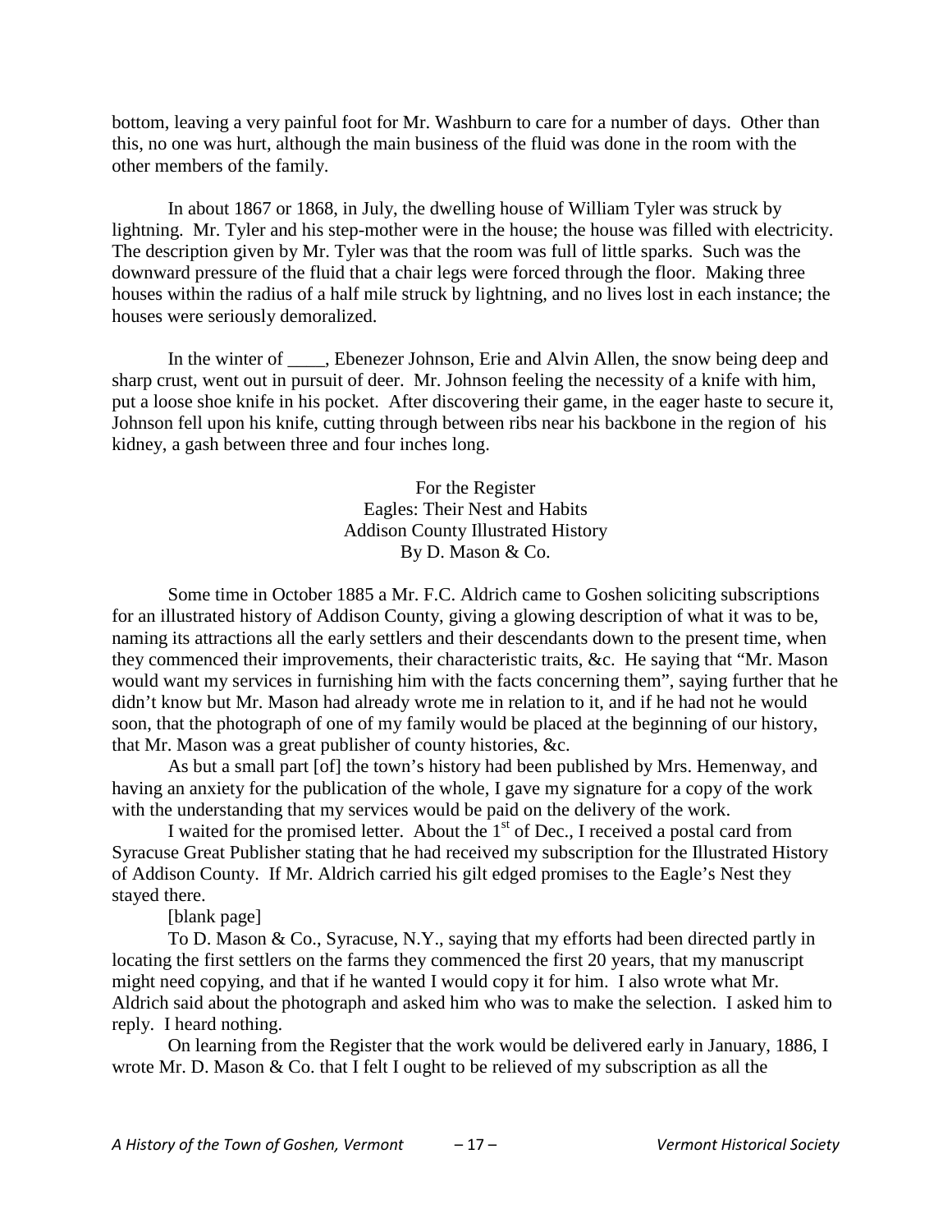bottom, leaving a very painful foot for Mr. Washburn to care for a number of days. Other than this, no one was hurt, although the main business of the fluid was done in the room with the other members of the family.

In about 1867 or 1868, in July, the dwelling house of William Tyler was struck by lightning. Mr. Tyler and his step-mother were in the house; the house was filled with electricity. The description given by Mr. Tyler was that the room was full of little sparks. Such was the downward pressure of the fluid that a chair legs were forced through the floor. Making three houses within the radius of a half mile struck by lightning, and no lives lost in each instance; the houses were seriously demoralized.

In the winter of ____, Ebenezer Johnson, Erie and Alvin Allen, the snow being deep and sharp crust, went out in pursuit of deer. Mr. Johnson feeling the necessity of a knife with him, put a loose shoe knife in his pocket. After discovering their game, in the eager haste to secure it, Johnson fell upon his knife, cutting through between ribs near his backbone in the region of his kidney, a gash between three and four inches long.

For the Register
Eagles: Their Nest and Habits
Addison County Illustrated History
By D. Mason & Co.

Some time in October 1885 a Mr. F.C. Aldrich came to Goshen soliciting subscriptions for an illustrated history of Addison County, giving a glowing description of what it was to be, naming its attractions all the early settlers and their descendants down to the present time, when they commenced their improvements, their characteristic traits, &c. He saying that "Mr. Mason would want my services in furnishing him with the facts concerning them", saying further that he didn't know but Mr. Mason had already wrote me in relation to it, and if he had not he would soon, that the photograph of one of my family would be placed at the beginning of our history, that Mr. Mason was a great publisher of county histories, &c.

As but a small part [of] the town's history had been published by Mrs. Hemenway, and having an anxiety for the publication of the whole, I gave my signature for a copy of the work with the understanding that my services would be paid on the delivery of the work.

I waited for the promised letter. About the 1st of Dec., I received a postal card from Syracuse Great Publisher stating that he had received my subscription for the Illustrated History of Addison County. If Mr. Aldrich carried his gilt edged promises to the Eagle's Nest they stayed there.

[blank page]

To D. Mason & Co., Syracuse, N.Y., saying that my efforts had been directed partly in locating the first settlers on the farms they commenced the first 20 years, that my manuscript might need copying, and that if he wanted I would copy it for him. I also wrote what Mr. Aldrich said about the photograph and asked him who was to make the selection. I asked him to reply. I heard nothing.

On learning from the Register that the work would be delivered early in January, 1886, I wrote Mr. D. Mason & Co. that I felt I ought to be relieved of my subscription as all the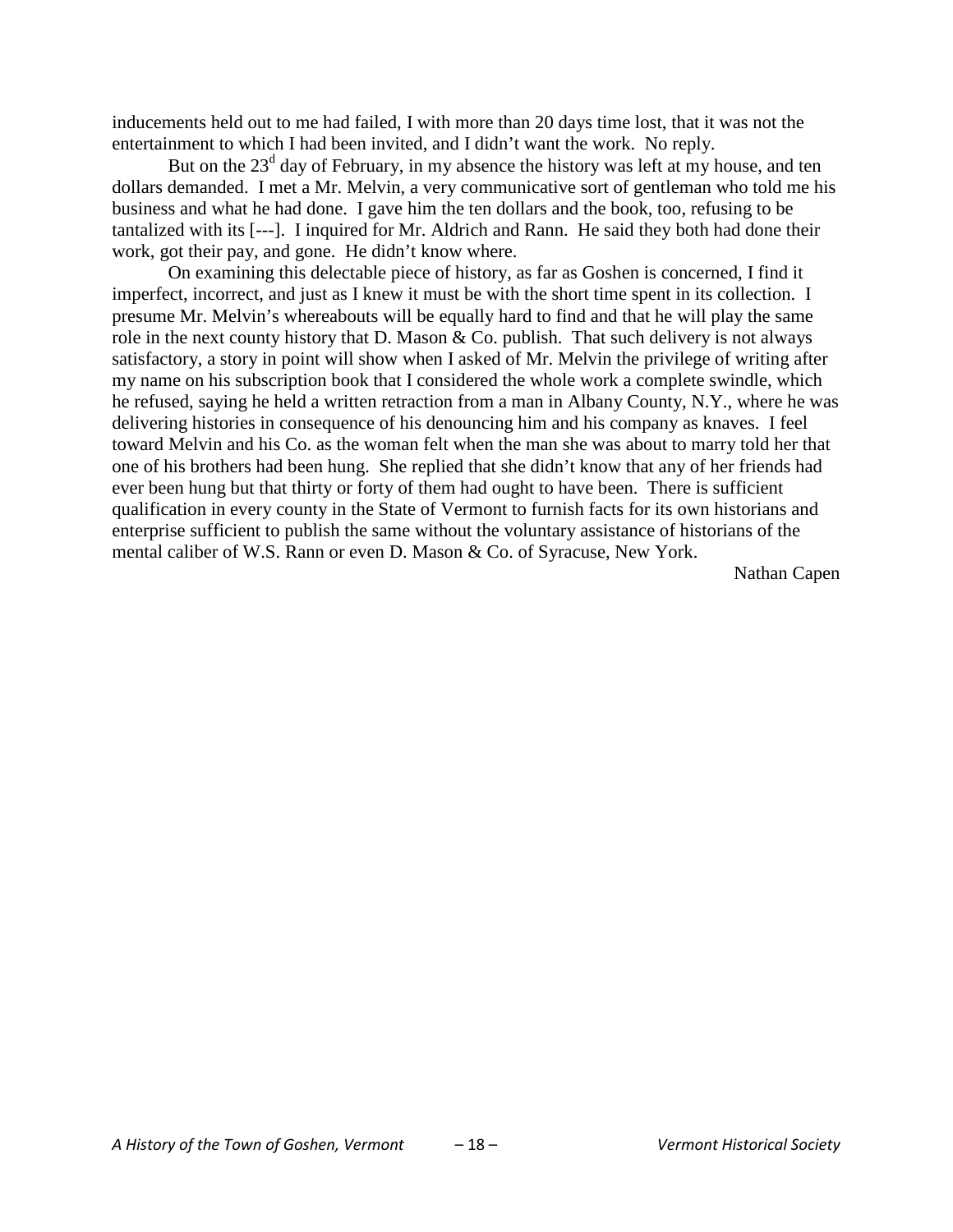inducements held out to me had failed, I with more than 20 days time lost, that it was not the entertainment to which I had been invited, and I didn't want the work. No reply.

But on the 23[d] day of February, in my absence the history was left at my house, and ten dollars demanded. I met a Mr. Melvin, a very communicative sort of gentleman who told me his business and what he had done. I gave him the ten dollars and the book, too, refusing to be tantalized with its [---]. I inquired for Mr. Aldrich and Rann. He said they both had done their work, got their pay, and gone. He didn't know where.

On examining this delectable piece of history, as far as Goshen is concerned, I find it imperfect, incorrect, and just as I knew it must be with the short time spent in its collection. I presume Mr. Melvin's whereabouts will be equally hard to find and that he will play the same role in the next county history that D. Mason & Co. publish. That such delivery is not always satisfactory, a story in point will show when I asked of Mr. Melvin the privilege of writing after my name on his subscription book that I considered the whole work a complete swindle, which he refused, saying he held a written retraction from a man in Albany County, N.Y., where he was delivering histories in consequence of his denouncing him and his company as knaves. I feel toward Melvin and his Co. as the woman felt when the man she was about to marry told her that one of his brothers had been hung. She replied that she didn't know that any of her friends had ever been hung but that thirty or forty of them had ought to have been. There is sufficient qualification in every county in the State of Vermont to furnish facts for its own historians and enterprise sufficient to publish the same without the voluntary assistance of historians of the mental caliber of W.S. Rann or even D. Mason & Co. of Syracuse, New York.

Nathan Capen